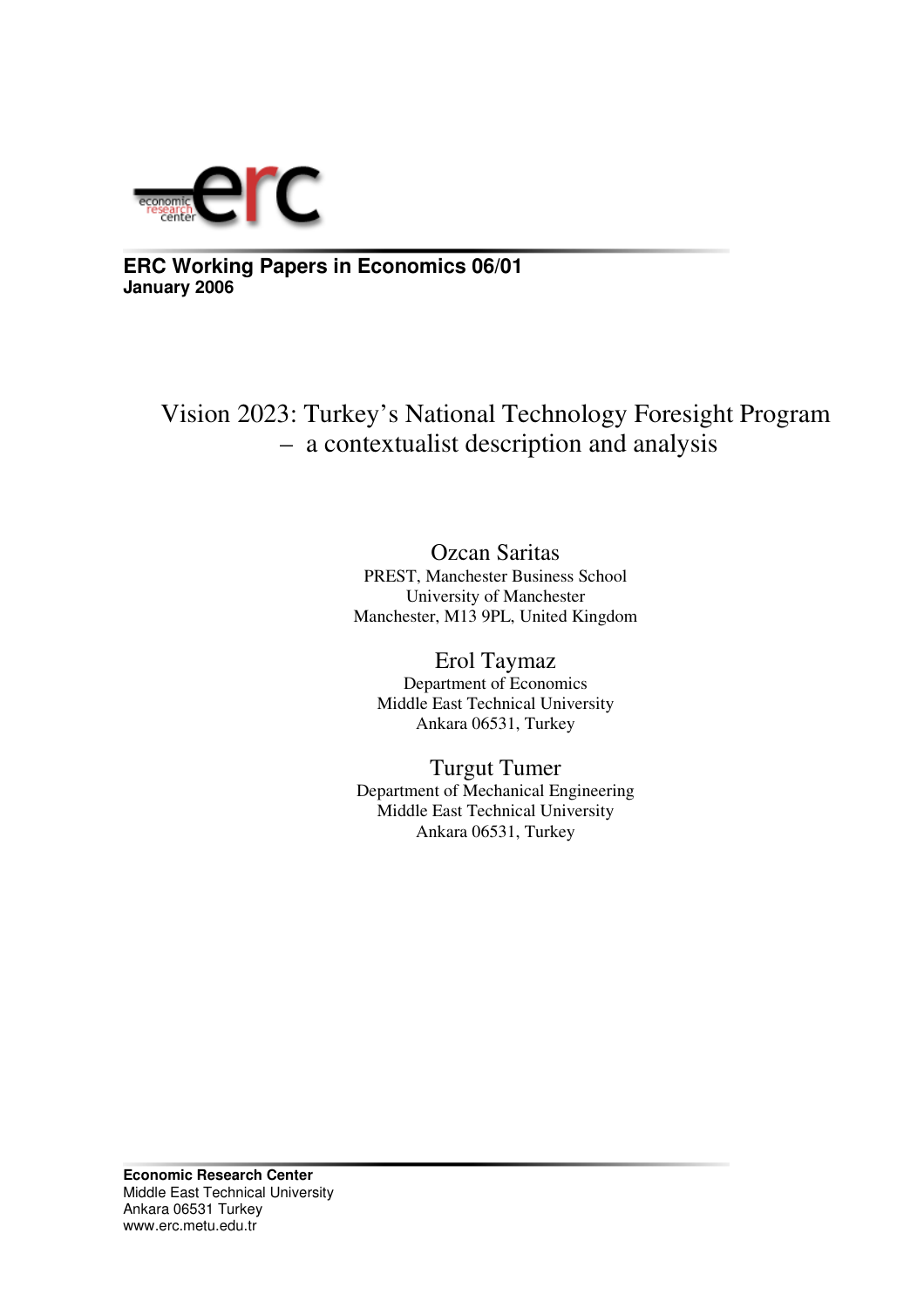**ERC Working Papers in Economics 06/01**
**January 2006**

# Vision 2023: Turkey's National Technology Foresight Program – a contextualist description and analysis

Ozcan Saritas
PREST, Manchester Business School
University of Manchester
Manchester, M13 9PL, United Kingdom

Erol Taymaz
Department of Economics
Middle East Technical University
Ankara 06531, Turkey

Turgut Tumer
Department of Mechanical Engineering
Middle East Technical University
Ankara 06531, Turkey

**Economic Research Center**
Middle East Technical University
Ankara 06531 Turkey
www.erc.metu.edu.tr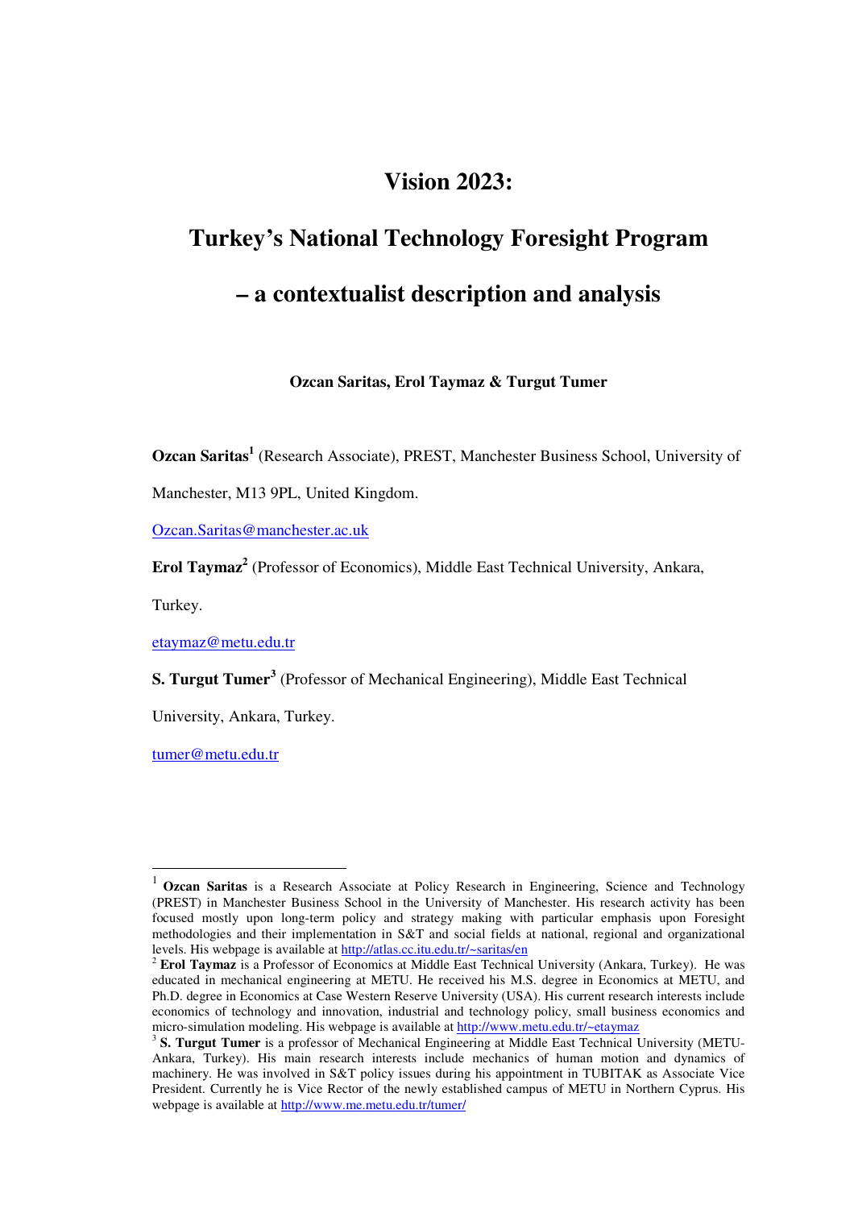# Vision 2023:

# Turkey's National Technology Foresight Program

# – a contextualist description and analysis

**Ozcan Saritas, Erol Taymaz & Turgut Tumer**

**Ozcan Saritas**[1] (Research Associate), PREST, Manchester Business School, University of Manchester, M13 9PL, United Kingdom.

Ozcan.Saritas@manchester.ac.uk

**Erol Taymaz**[2] (Professor of Economics), Middle East Technical University, Ankara, Turkey.

etaymaz@metu.edu.tr

**S. Turgut Tumer**[3] (Professor of Mechanical Engineering), Middle East Technical University, Ankara, Turkey.

tumer@metu.edu.tr

---

[1] **Ozcan Saritas** is a Research Associate at Policy Research in Engineering, Science and Technology (PREST) in Manchester Business School in the University of Manchester. His research activity has been focused mostly upon long-term policy and strategy making with particular emphasis upon Foresight methodologies and their implementation in S&T and social fields at national, regional and organizational levels. His webpage is available at http://atlas.cc.itu.edu.tr/~saritas/en

[2] **Erol Taymaz** is a Professor of Economics at Middle East Technical University (Ankara, Turkey). He was educated in mechanical engineering at METU. He received his M.S. degree in Economics at METU, and Ph.D. degree in Economics at Case Western Reserve University (USA). His current research interests include economics of technology and innovation, industrial and technology policy, small business economics and micro-simulation modeling. His webpage is available at http://www.metu.edu.tr/~etaymaz

[3] **S. Turgut Tumer** is a professor of Mechanical Engineering at Middle East Technical University (METU-Ankara, Turkey). His main research interests include mechanics of human motion and dynamics of machinery. He was involved in S&T policy issues during his appointment in TUBITAK as Associate Vice President. Currently he is Vice Rector of the newly established campus of METU in Northern Cyprus. His webpage is available at http://www.me.metu.edu.tr/tumer/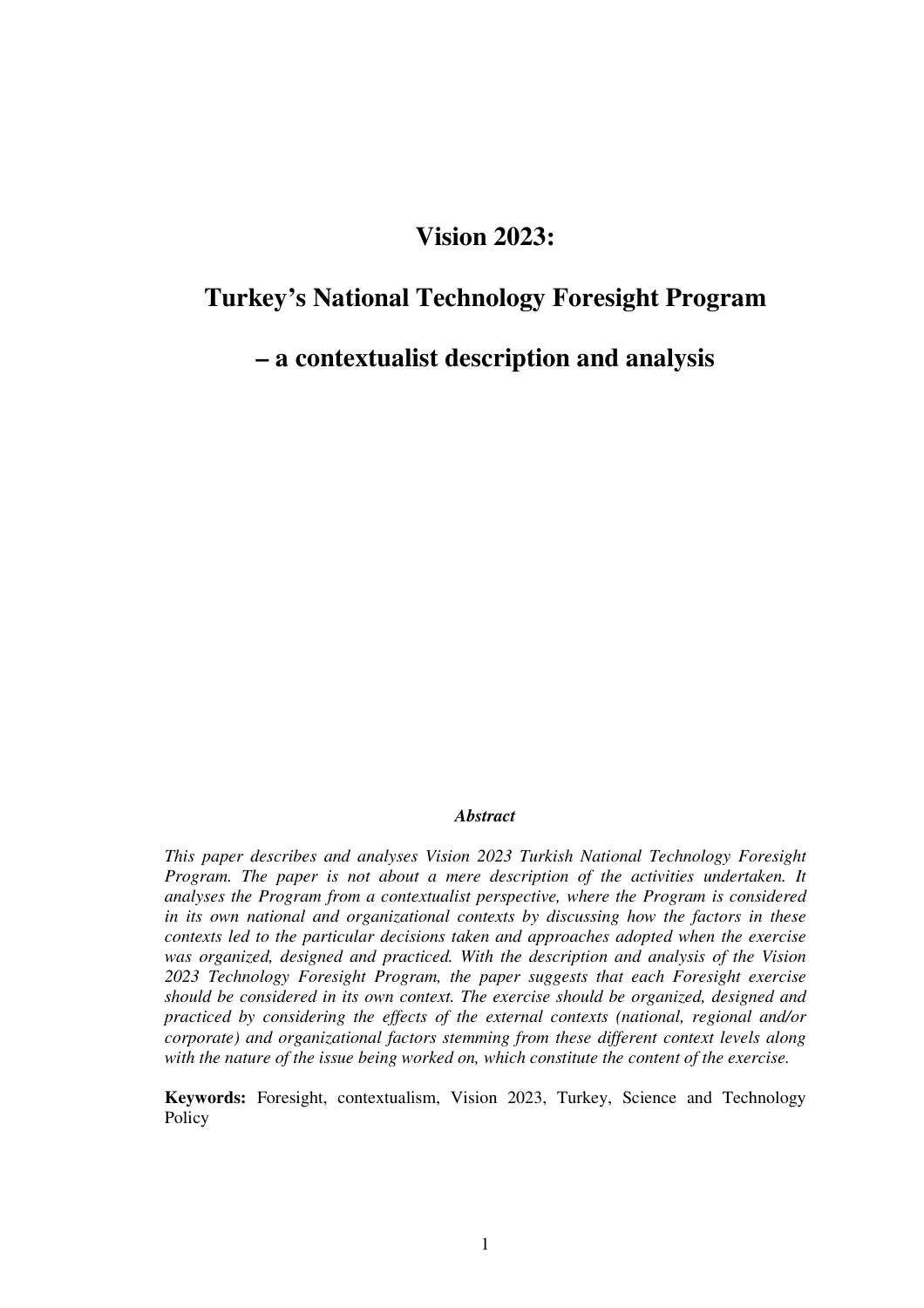# Vision 2023:

# Turkey's National Technology Foresight Program

# – a contextualist description and analysis

***Abstract***

*This paper describes and analyses Vision 2023 Turkish National Technology Foresight Program. The paper is not about a mere description of the activities undertaken. It analyses the Program from a contextualist perspective, where the Program is considered in its own national and organizational contexts by discussing how the factors in these contexts led to the particular decisions taken and approaches adopted when the exercise was organized, designed and practiced. With the description and analysis of the Vision 2023 Technology Foresight Program, the paper suggests that each Foresight exercise should be considered in its own context. The exercise should be organized, designed and practiced by considering the effects of the external contexts (national, regional and/or corporate) and organizational factors stemming from these different context levels along with the nature of the issue being worked on, which constitute the content of the exercise.*

**Keywords:** Foresight, contextualism, Vision 2023, Turkey, Science and Technology Policy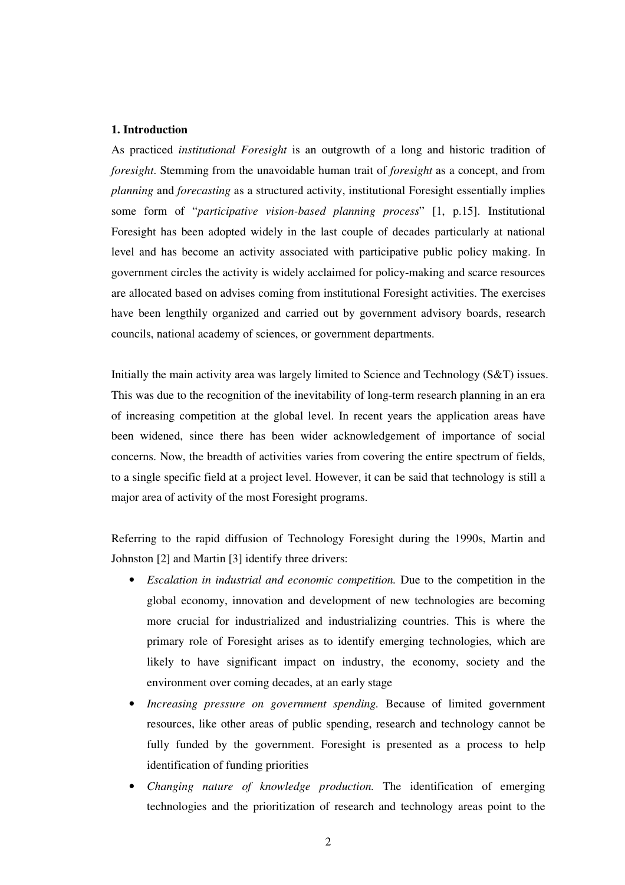## 1. Introduction

As practiced *institutional Foresight* is an outgrowth of a long and historic tradition of *foresight*. Stemming from the unavoidable human trait of *foresight* as a concept, and from *planning* and *forecasting* as a structured activity, institutional Foresight essentially implies some form of "*participative vision-based planning process*" [1, p.15]. Institutional Foresight has been adopted widely in the last couple of decades particularly at national level and has become an activity associated with participative public policy making. In government circles the activity is widely acclaimed for policy-making and scarce resources are allocated based on advises coming from institutional Foresight activities. The exercises have been lengthily organized and carried out by government advisory boards, research councils, national academy of sciences, or government departments.

Initially the main activity area was largely limited to Science and Technology (S&T) issues. This was due to the recognition of the inevitability of long-term research planning in an era of increasing competition at the global level. In recent years the application areas have been widened, since there has been wider acknowledgement of importance of social concerns. Now, the breadth of activities varies from covering the entire spectrum of fields, to a single specific field at a project level. However, it can be said that technology is still a major area of activity of the most Foresight programs.

Referring to the rapid diffusion of Technology Foresight during the 1990s, Martin and Johnston [2] and Martin [3] identify three drivers:

- *Escalation in industrial and economic competition.* Due to the competition in the global economy, innovation and development of new technologies are becoming more crucial for industrialized and industrializing countries. This is where the primary role of Foresight arises as to identify emerging technologies, which are likely to have significant impact on industry, the economy, society and the environment over coming decades, at an early stage
- *Increasing pressure on government spending.* Because of limited government resources, like other areas of public spending, research and technology cannot be fully funded by the government. Foresight is presented as a process to help identification of funding priorities
- *Changing nature of knowledge production.* The identification of emerging technologies and the prioritization of research and technology areas point to the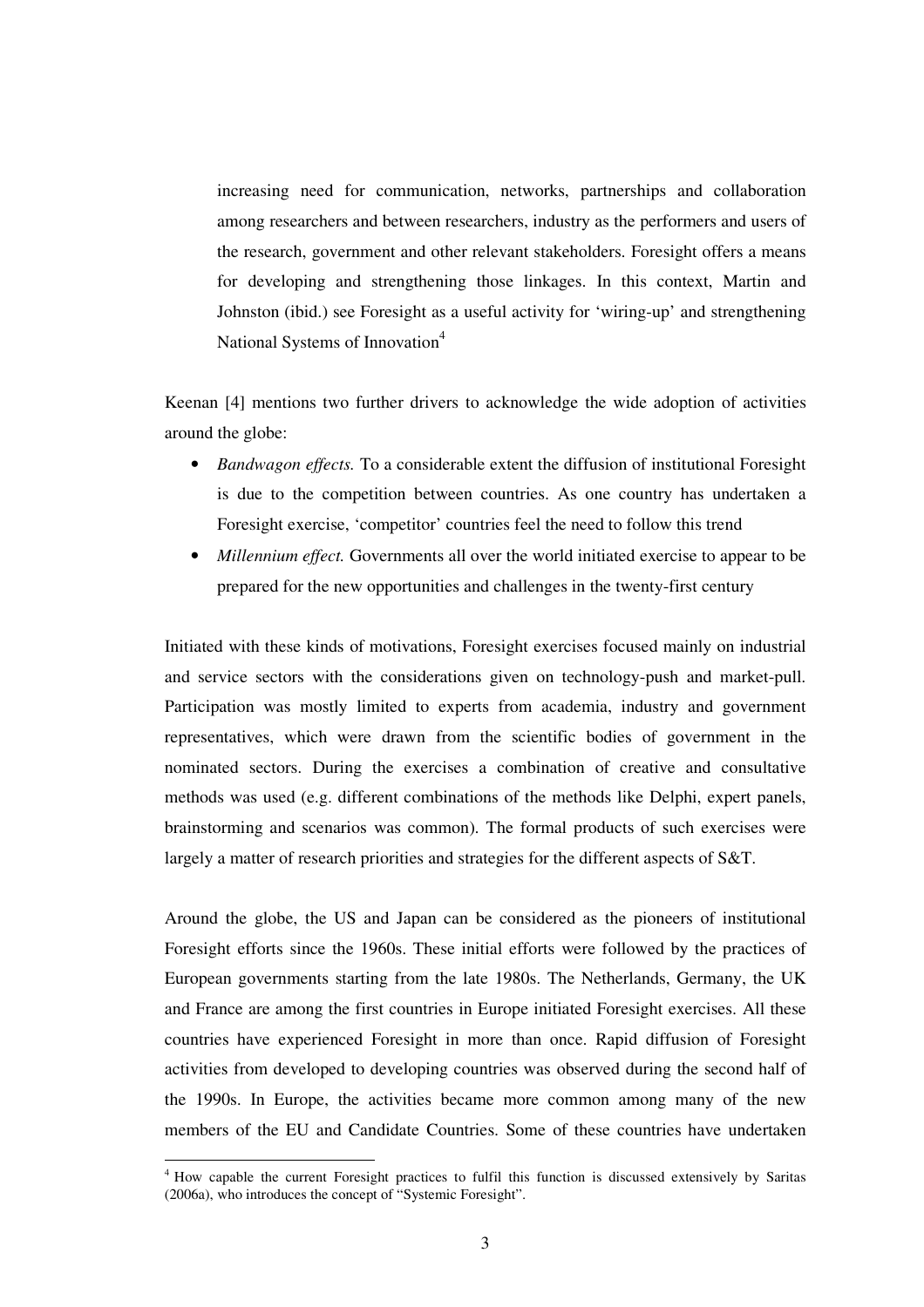increasing need for communication, networks, partnerships and collaboration among researchers and between researchers, industry as the performers and users of the research, government and other relevant stakeholders. Foresight offers a means for developing and strengthening those linkages. In this context, Martin and Johnston (ibid.) see Foresight as a useful activity for 'wiring-up' and strengthening National Systems of Innovation[4]

Keenan [4] mentions two further drivers to acknowledge the wide adoption of activities around the globe:

- *Bandwagon effects.* To a considerable extent the diffusion of institutional Foresight is due to the competition between countries. As one country has undertaken a Foresight exercise, 'competitor' countries feel the need to follow this trend
- *Millennium effect.* Governments all over the world initiated exercise to appear to be prepared for the new opportunities and challenges in the twenty-first century

Initiated with these kinds of motivations, Foresight exercises focused mainly on industrial and service sectors with the considerations given on technology-push and market-pull. Participation was mostly limited to experts from academia, industry and government representatives, which were drawn from the scientific bodies of government in the nominated sectors. During the exercises a combination of creative and consultative methods was used (e.g. different combinations of the methods like Delphi, expert panels, brainstorming and scenarios was common). The formal products of such exercises were largely a matter of research priorities and strategies for the different aspects of S&T.

Around the globe, the US and Japan can be considered as the pioneers of institutional Foresight efforts since the 1960s. These initial efforts were followed by the practices of European governments starting from the late 1980s. The Netherlands, Germany, the UK and France are among the first countries in Europe initiated Foresight exercises. All these countries have experienced Foresight in more than once. Rapid diffusion of Foresight activities from developed to developing countries was observed during the second half of the 1990s. In Europe, the activities became more common among many of the new members of the EU and Candidate Countries. Some of these countries have undertaken

---

[4] How capable the current Foresight practices to fulfil this function is discussed extensively by Saritas (2006a), who introduces the concept of "Systemic Foresight".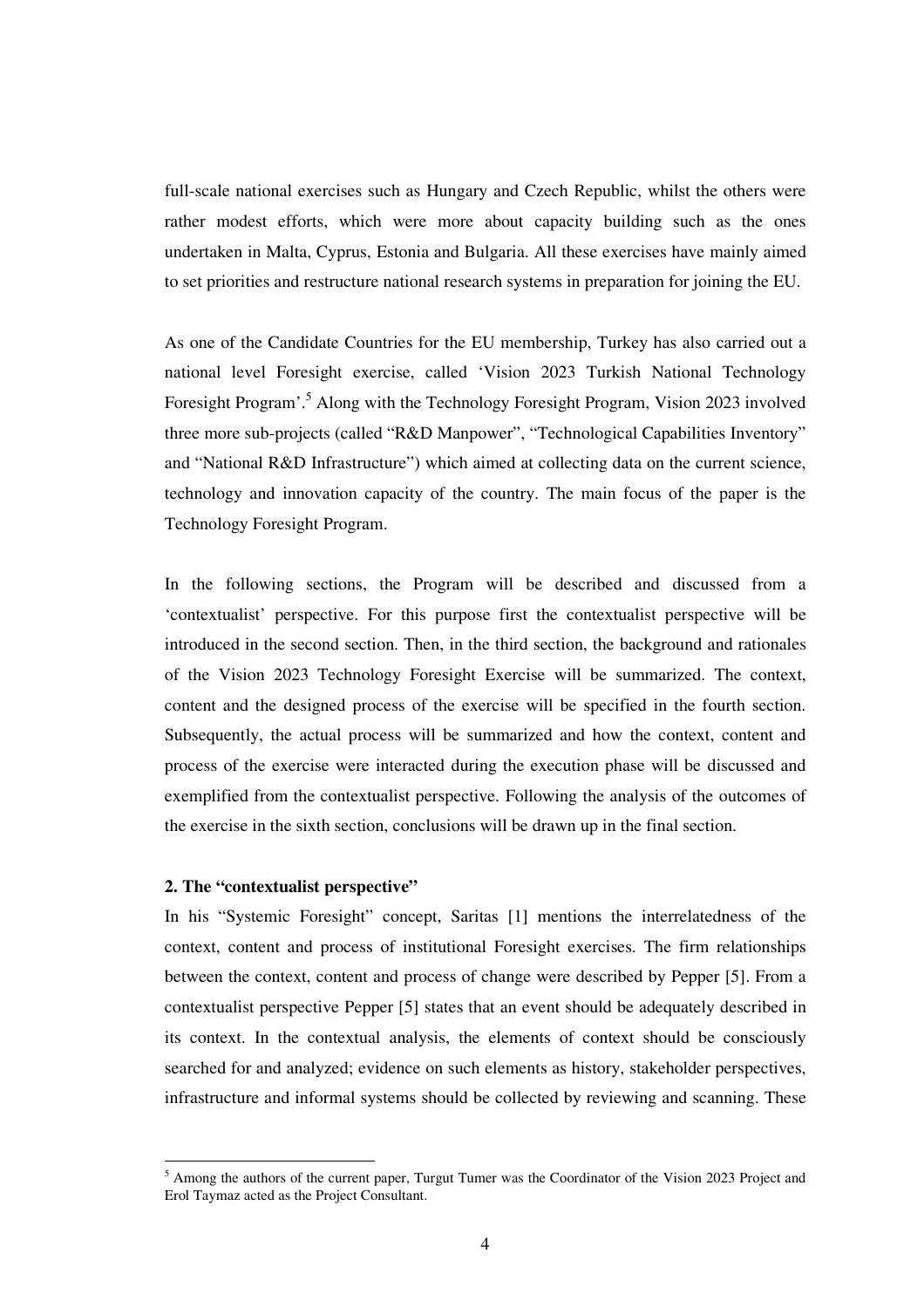full-scale national exercises such as Hungary and Czech Republic, whilst the others were rather modest efforts, which were more about capacity building such as the ones undertaken in Malta, Cyprus, Estonia and Bulgaria. All these exercises have mainly aimed to set priorities and restructure national research systems in preparation for joining the EU.

As one of the Candidate Countries for the EU membership, Turkey has also carried out a national level Foresight exercise, called 'Vision 2023 Turkish National Technology Foresight Program'.[5] Along with the Technology Foresight Program, Vision 2023 involved three more sub-projects (called "R&D Manpower", "Technological Capabilities Inventory" and "National R&D Infrastructure") which aimed at collecting data on the current science, technology and innovation capacity of the country. The main focus of the paper is the Technology Foresight Program.

In the following sections, the Program will be described and discussed from a 'contextualist' perspective. For this purpose first the contextualist perspective will be introduced in the second section. Then, in the third section, the background and rationales of the Vision 2023 Technology Foresight Exercise will be summarized. The context, content and the designed process of the exercise will be specified in the fourth section. Subsequently, the actual process will be summarized and how the context, content and process of the exercise were interacted during the execution phase will be discussed and exemplified from the contextualist perspective. Following the analysis of the outcomes of the exercise in the sixth section, conclusions will be drawn up in the final section.

## 2. The "contextualist perspective"

In his "Systemic Foresight" concept, Saritas [1] mentions the interrelatedness of the context, content and process of institutional Foresight exercises. The firm relationships between the context, content and process of change were described by Pepper [5]. From a contextualist perspective Pepper [5] states that an event should be adequately described in its context. In the contextual analysis, the elements of context should be consciously searched for and analyzed; evidence on such elements as history, stakeholder perspectives, infrastructure and informal systems should be collected by reviewing and scanning. These

[5] Among the authors of the current paper, Turgut Tumer was the Coordinator of the Vision 2023 Project and Erol Taymaz acted as the Project Consultant.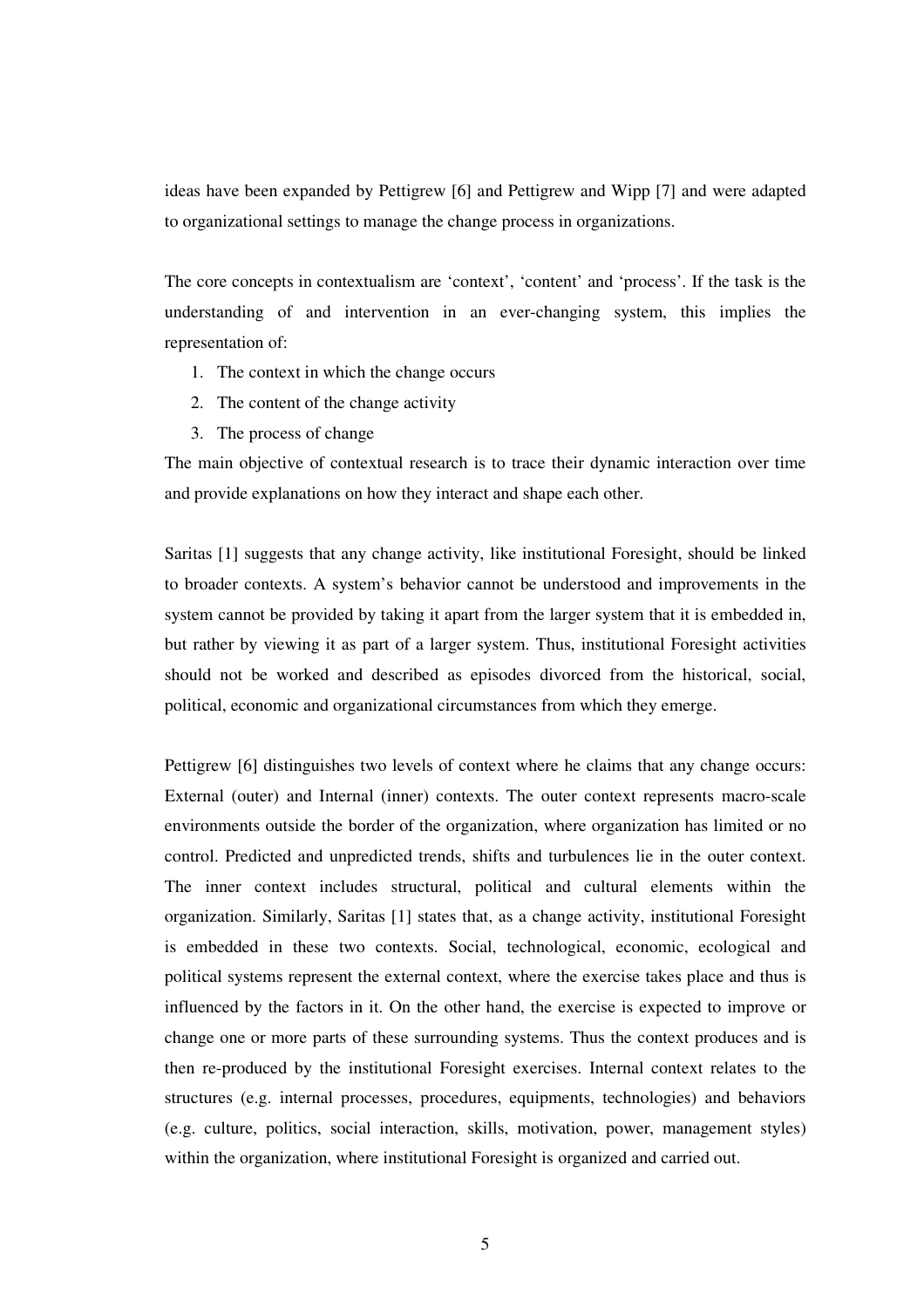ideas have been expanded by Pettigrew [6] and Pettigrew and Wipp [7] and were adapted to organizational settings to manage the change process in organizations.

The core concepts in contextualism are 'context', 'content' and 'process'. If the task is the understanding of and intervention in an ever-changing system, this implies the representation of:

1. The context in which the change occurs
2. The content of the change activity
3. The process of change

The main objective of contextual research is to trace their dynamic interaction over time and provide explanations on how they interact and shape each other.

Saritas [1] suggests that any change activity, like institutional Foresight, should be linked to broader contexts. A system's behavior cannot be understood and improvements in the system cannot be provided by taking it apart from the larger system that it is embedded in, but rather by viewing it as part of a larger system. Thus, institutional Foresight activities should not be worked and described as episodes divorced from the historical, social, political, economic and organizational circumstances from which they emerge.

Pettigrew [6] distinguishes two levels of context where he claims that any change occurs: External (outer) and Internal (inner) contexts. The outer context represents macro-scale environments outside the border of the organization, where organization has limited or no control. Predicted and unpredicted trends, shifts and turbulences lie in the outer context. The inner context includes structural, political and cultural elements within the organization. Similarly, Saritas [1] states that, as a change activity, institutional Foresight is embedded in these two contexts. Social, technological, economic, ecological and political systems represent the external context, where the exercise takes place and thus is influenced by the factors in it. On the other hand, the exercise is expected to improve or change one or more parts of these surrounding systems. Thus the context produces and is then re-produced by the institutional Foresight exercises. Internal context relates to the structures (e.g. internal processes, procedures, equipments, technologies) and behaviors (e.g. culture, politics, social interaction, skills, motivation, power, management styles) within the organization, where institutional Foresight is organized and carried out.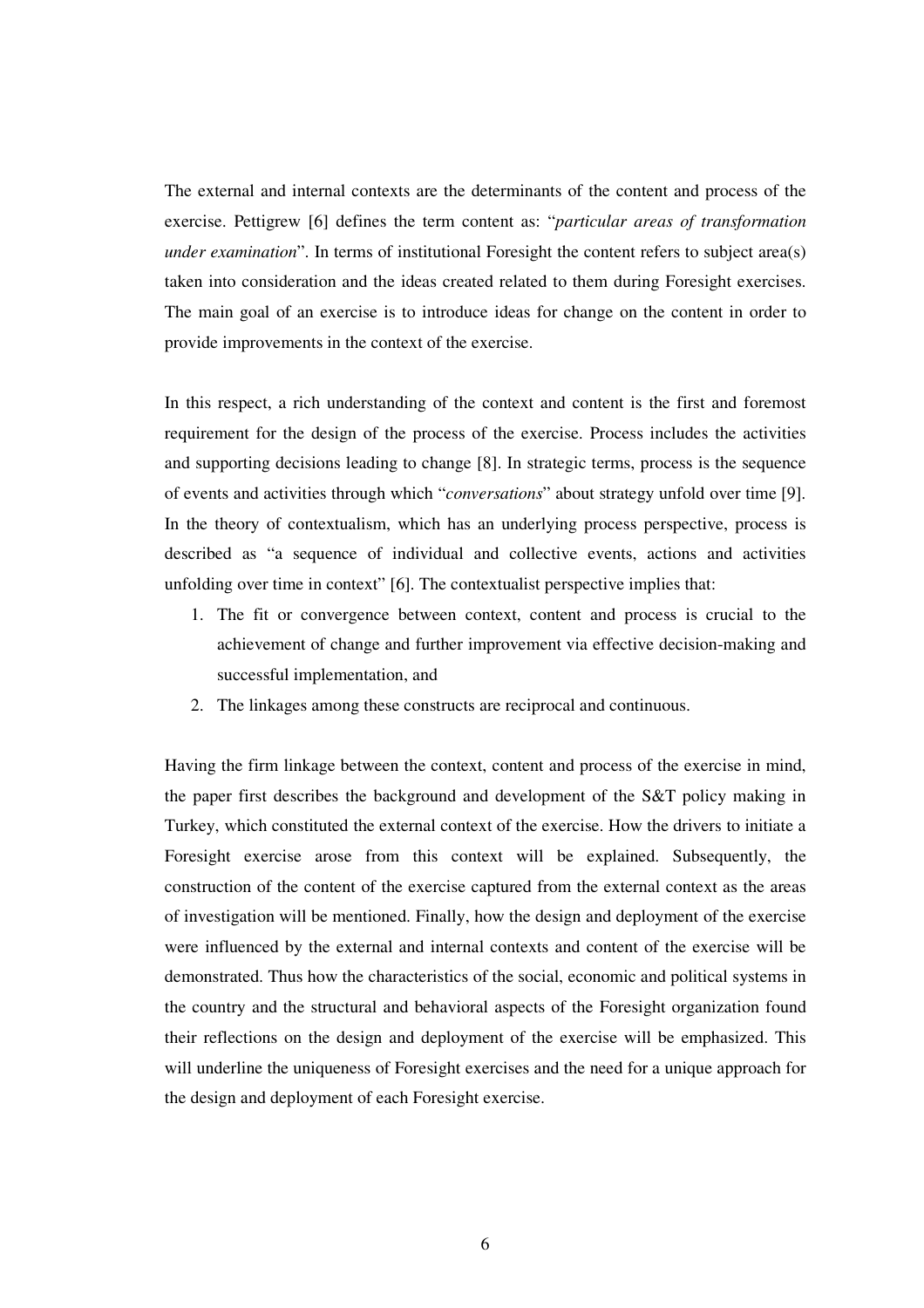The external and internal contexts are the determinants of the content and process of the exercise. Pettigrew [6] defines the term content as: "*particular areas of transformation under examination*". In terms of institutional Foresight the content refers to subject area(s) taken into consideration and the ideas created related to them during Foresight exercises. The main goal of an exercise is to introduce ideas for change on the content in order to provide improvements in the context of the exercise.

In this respect, a rich understanding of the context and content is the first and foremost requirement for the design of the process of the exercise. Process includes the activities and supporting decisions leading to change [8]. In strategic terms, process is the sequence of events and activities through which "*conversations*" about strategy unfold over time [9]. In the theory of contextualism, which has an underlying process perspective, process is described as "a sequence of individual and collective events, actions and activities unfolding over time in context" [6]. The contextualist perspective implies that:

1. The fit or convergence between context, content and process is crucial to the achievement of change and further improvement via effective decision-making and successful implementation, and
2. The linkages among these constructs are reciprocal and continuous.

Having the firm linkage between the context, content and process of the exercise in mind, the paper first describes the background and development of the S&T policy making in Turkey, which constituted the external context of the exercise. How the drivers to initiate a Foresight exercise arose from this context will be explained. Subsequently, the construction of the content of the exercise captured from the external context as the areas of investigation will be mentioned. Finally, how the design and deployment of the exercise were influenced by the external and internal contexts and content of the exercise will be demonstrated. Thus how the characteristics of the social, economic and political systems in the country and the structural and behavioral aspects of the Foresight organization found their reflections on the design and deployment of the exercise will be emphasized. This will underline the uniqueness of Foresight exercises and the need for a unique approach for the design and deployment of each Foresight exercise.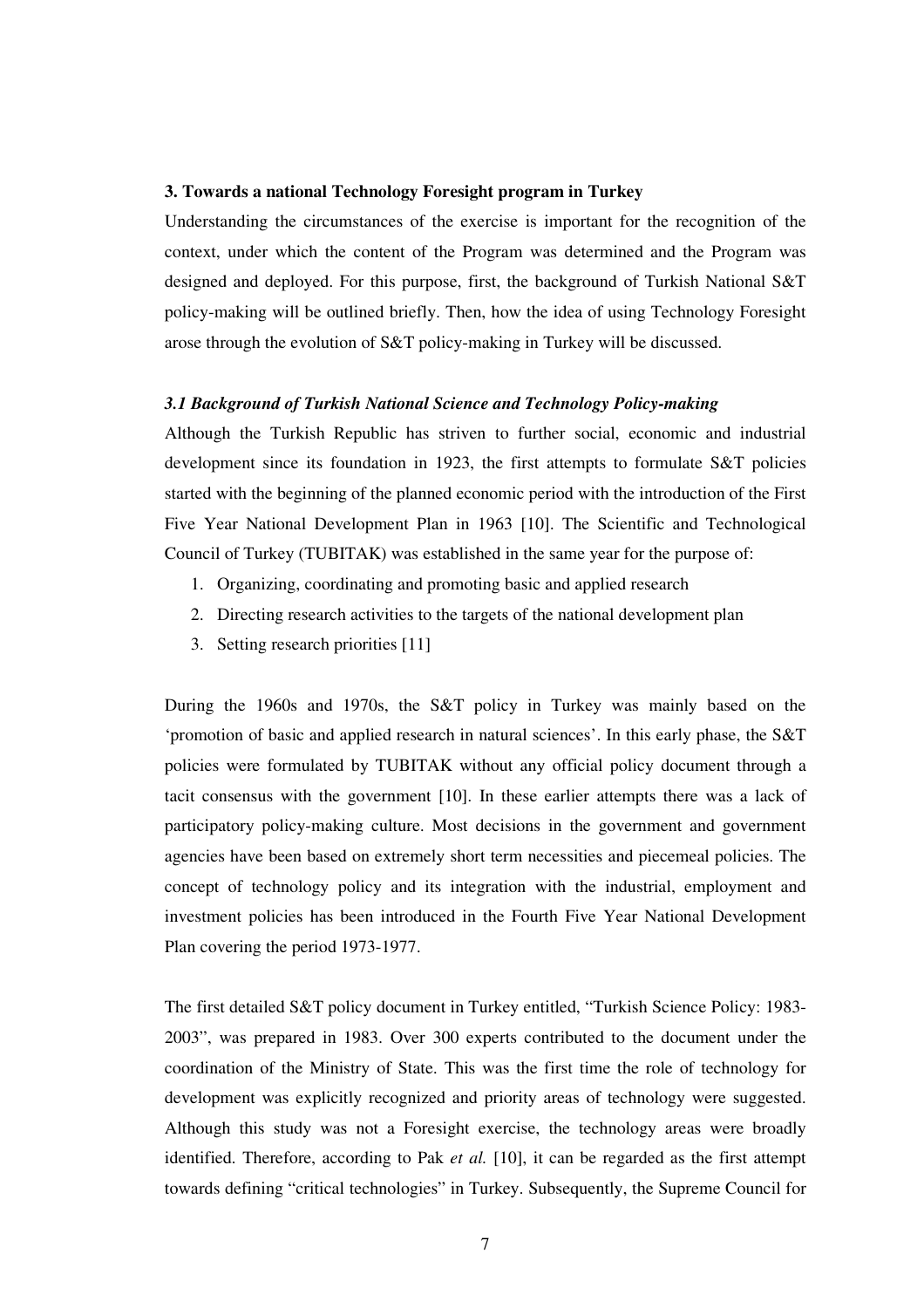## 3. Towards a national Technology Foresight program in Turkey

Understanding the circumstances of the exercise is important for the recognition of the context, under which the content of the Program was determined and the Program was designed and deployed. For this purpose, first, the background of Turkish National S&T policy-making will be outlined briefly. Then, how the idea of using Technology Foresight arose through the evolution of S&T policy-making in Turkey will be discussed.

### *3.1 Background of Turkish National Science and Technology Policy-making*

Although the Turkish Republic has striven to further social, economic and industrial development since its foundation in 1923, the first attempts to formulate S&T policies started with the beginning of the planned economic period with the introduction of the First Five Year National Development Plan in 1963 [10]. The Scientific and Technological Council of Turkey (TUBITAK) was established in the same year for the purpose of:

1. Organizing, coordinating and promoting basic and applied research
2. Directing research activities to the targets of the national development plan
3. Setting research priorities [11]

During the 1960s and 1970s, the S&T policy in Turkey was mainly based on the 'promotion of basic and applied research in natural sciences'. In this early phase, the S&T policies were formulated by TUBITAK without any official policy document through a tacit consensus with the government [10]. In these earlier attempts there was a lack of participatory policy-making culture. Most decisions in the government and government agencies have been based on extremely short term necessities and piecemeal policies. The concept of technology policy and its integration with the industrial, employment and investment policies has been introduced in the Fourth Five Year National Development Plan covering the period 1973-1977.

The first detailed S&T policy document in Turkey entitled, "Turkish Science Policy: 1983-2003", was prepared in 1983. Over 300 experts contributed to the document under the coordination of the Ministry of State. This was the first time the role of technology for development was explicitly recognized and priority areas of technology were suggested. Although this study was not a Foresight exercise, the technology areas were broadly identified. Therefore, according to Pak *et al.* [10], it can be regarded as the first attempt towards defining "critical technologies" in Turkey. Subsequently, the Supreme Council for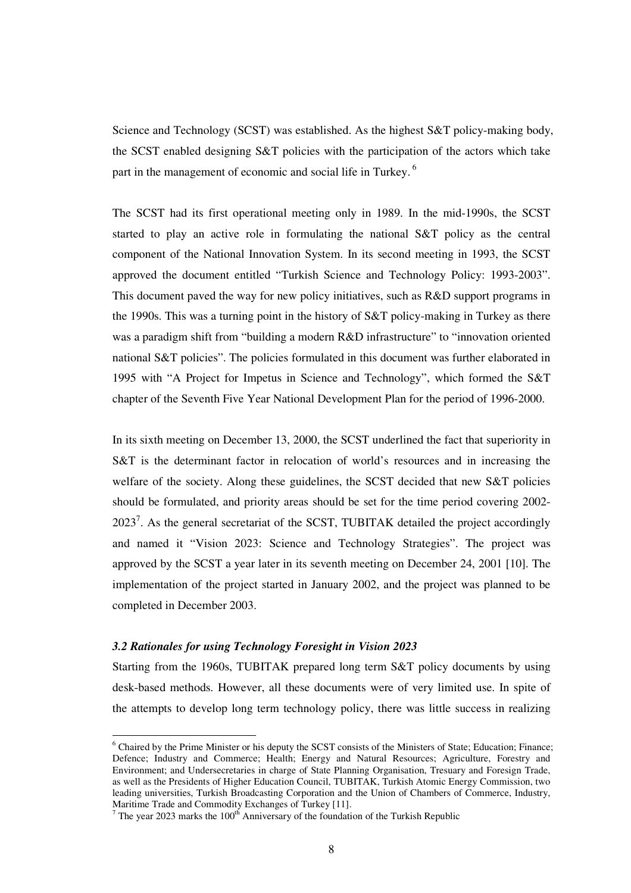Science and Technology (SCST) was established. As the highest S&T policy-making body, the SCST enabled designing S&T policies with the participation of the actors which take part in the management of economic and social life in Turkey. [6]

The SCST had its first operational meeting only in 1989. In the mid-1990s, the SCST started to play an active role in formulating the national S&T policy as the central component of the National Innovation System. In its second meeting in 1993, the SCST approved the document entitled "Turkish Science and Technology Policy: 1993-2003". This document paved the way for new policy initiatives, such as R&D support programs in the 1990s. This was a turning point in the history of S&T policy-making in Turkey as there was a paradigm shift from "building a modern R&D infrastructure" to "innovation oriented national S&T policies". The policies formulated in this document was further elaborated in 1995 with "A Project for Impetus in Science and Technology", which formed the S&T chapter of the Seventh Five Year National Development Plan for the period of 1996-2000.

In its sixth meeting on December 13, 2000, the SCST underlined the fact that superiority in S&T is the determinant factor in relocation of world's resources and in increasing the welfare of the society. Along these guidelines, the SCST decided that new S&T policies should be formulated, and priority areas should be set for the time period covering 2002-2023[7]. As the general secretariat of the SCST, TUBITAK detailed the project accordingly and named it "Vision 2023: Science and Technology Strategies". The project was approved by the SCST a year later in its seventh meeting on December 24, 2001 [10]. The implementation of the project started in January 2002, and the project was planned to be completed in December 2003.

### *3.2 Rationales for using Technology Foresight in Vision 2023*

Starting from the 1960s, TUBITAK prepared long term S&T policy documents by using desk-based methods. However, all these documents were of very limited use. In spite of the attempts to develop long term technology policy, there was little success in realizing

---

[6] Chaired by the Prime Minister or his deputy the SCST consists of the Ministers of State; Education; Finance; Defence; Industry and Commerce; Health; Energy and Natural Resources; Agriculture, Forestry and Environment; and Undersecretaries in charge of State Planning Organisation, Tresuary and Foresign Trade, as well as the Presidents of Higher Education Council, TUBITAK, Turkish Atomic Energy Commission, two leading universities, Turkish Broadcasting Corporation and the Union of Chambers of Commerce, Industry, Maritime Trade and Commodity Exchanges of Turkey [11].

[7] The year 2023 marks the 100th Anniversary of the foundation of the Turkish Republic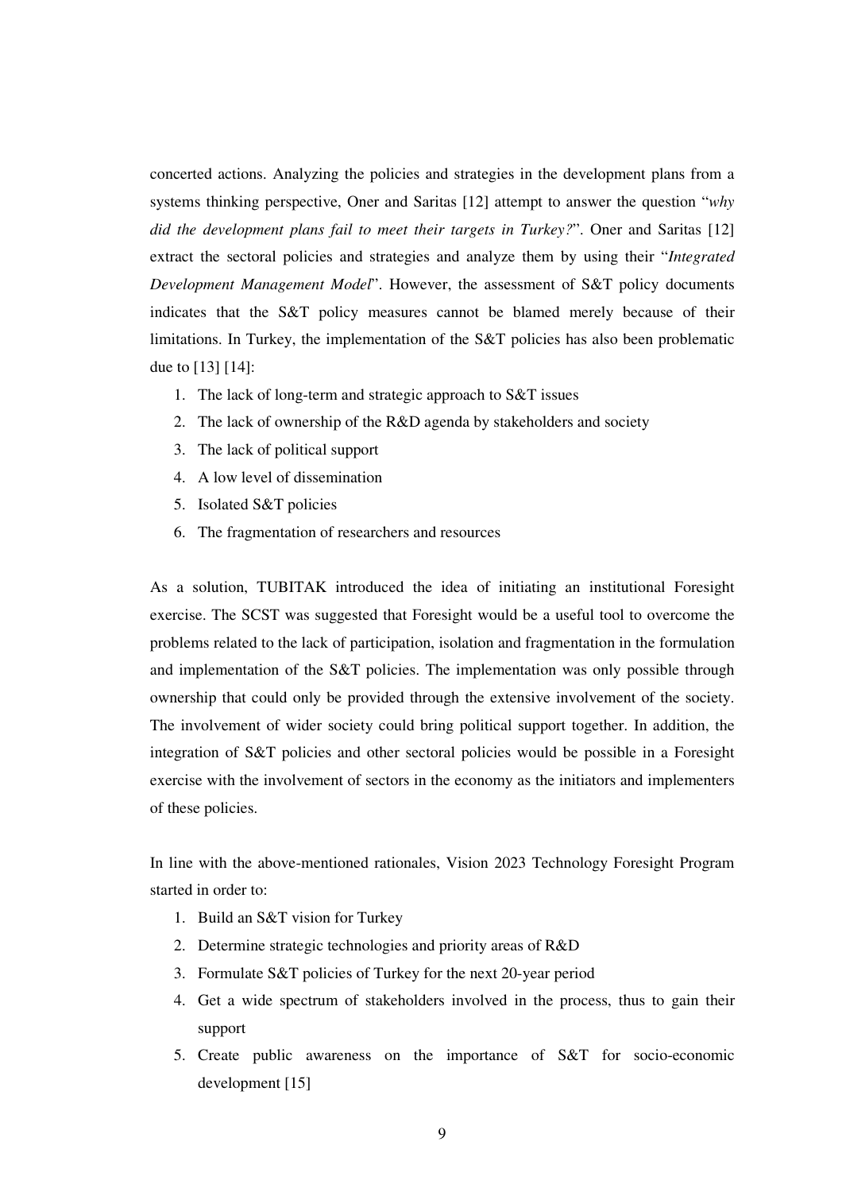concerted actions. Analyzing the policies and strategies in the development plans from a systems thinking perspective, Oner and Saritas [12] attempt to answer the question "*why did the development plans fail to meet their targets in Turkey?*". Oner and Saritas [12] extract the sectoral policies and strategies and analyze them by using their "*Integrated Development Management Model*". However, the assessment of S&T policy documents indicates that the S&T policy measures cannot be blamed merely because of their limitations. In Turkey, the implementation of the S&T policies has also been problematic due to [13] [14]:

1. The lack of long-term and strategic approach to S&T issues
2. The lack of ownership of the R&D agenda by stakeholders and society
3. The lack of political support
4. A low level of dissemination
5. Isolated S&T policies
6. The fragmentation of researchers and resources

As a solution, TUBITAK introduced the idea of initiating an institutional Foresight exercise. The SCST was suggested that Foresight would be a useful tool to overcome the problems related to the lack of participation, isolation and fragmentation in the formulation and implementation of the S&T policies. The implementation was only possible through ownership that could only be provided through the extensive involvement of the society. The involvement of wider society could bring political support together. In addition, the integration of S&T policies and other sectoral policies would be possible in a Foresight exercise with the involvement of sectors in the economy as the initiators and implementers of these policies.

In line with the above-mentioned rationales, Vision 2023 Technology Foresight Program started in order to:

1. Build an S&T vision for Turkey
2. Determine strategic technologies and priority areas of R&D
3. Formulate S&T policies of Turkey for the next 20-year period
4. Get a wide spectrum of stakeholders involved in the process, thus to gain their support
5. Create public awareness on the importance of S&T for socio-economic development [15]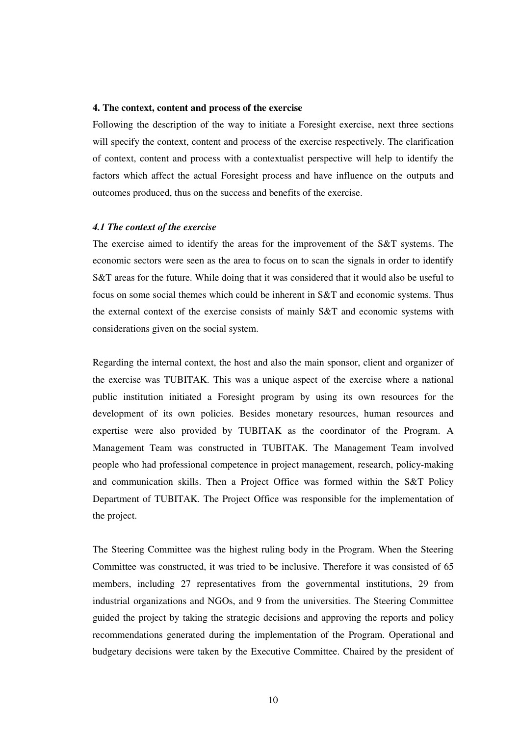## 4. The context, content and process of the exercise

Following the description of the way to initiate a Foresight exercise, next three sections will specify the context, content and process of the exercise respectively. The clarification of context, content and process with a contextualist perspective will help to identify the factors which affect the actual Foresight process and have influence on the outputs and outcomes produced, thus on the success and benefits of the exercise.

### *4.1 The context of the exercise*

The exercise aimed to identify the areas for the improvement of the S&T systems. The economic sectors were seen as the area to focus on to scan the signals in order to identify S&T areas for the future. While doing that it was considered that it would also be useful to focus on some social themes which could be inherent in S&T and economic systems. Thus the external context of the exercise consists of mainly S&T and economic systems with considerations given on the social system.

Regarding the internal context, the host and also the main sponsor, client and organizer of the exercise was TUBITAK. This was a unique aspect of the exercise where a national public institution initiated a Foresight program by using its own resources for the development of its own policies. Besides monetary resources, human resources and expertise were also provided by TUBITAK as the coordinator of the Program. A Management Team was constructed in TUBITAK. The Management Team involved people who had professional competence in project management, research, policy-making and communication skills. Then a Project Office was formed within the S&T Policy Department of TUBITAK. The Project Office was responsible for the implementation of the project.

The Steering Committee was the highest ruling body in the Program. When the Steering Committee was constructed, it was tried to be inclusive. Therefore it was consisted of 65 members, including 27 representatives from the governmental institutions, 29 from industrial organizations and NGOs, and 9 from the universities. The Steering Committee guided the project by taking the strategic decisions and approving the reports and policy recommendations generated during the implementation of the Program. Operational and budgetary decisions were taken by the Executive Committee. Chaired by the president of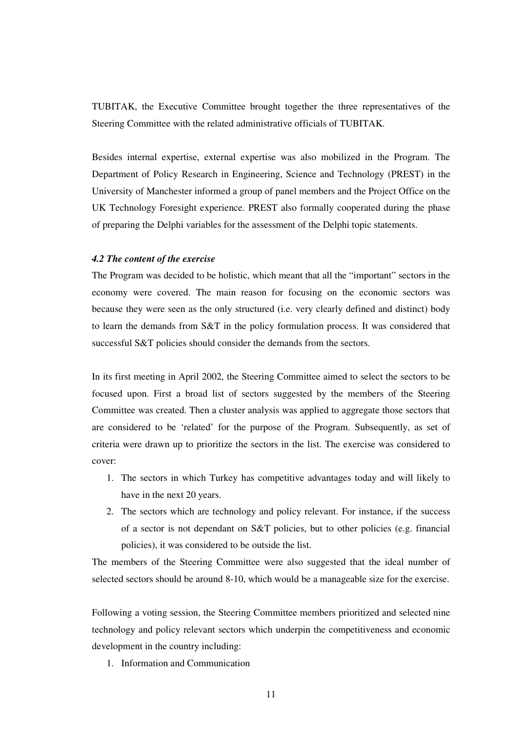TUBITAK, the Executive Committee brought together the three representatives of the Steering Committee with the related administrative officials of TUBITAK.

Besides internal expertise, external expertise was also mobilized in the Program. The Department of Policy Research in Engineering, Science and Technology (PREST) in the University of Manchester informed a group of panel members and the Project Office on the UK Technology Foresight experience. PREST also formally cooperated during the phase of preparing the Delphi variables for the assessment of the Delphi topic statements.

#### *4.2 The content of the exercise*

The Program was decided to be holistic, which meant that all the "important" sectors in the economy were covered. The main reason for focusing on the economic sectors was because they were seen as the only structured (i.e. very clearly defined and distinct) body to learn the demands from S&T in the policy formulation process. It was considered that successful S&T policies should consider the demands from the sectors.

In its first meeting in April 2002, the Steering Committee aimed to select the sectors to be focused upon. First a broad list of sectors suggested by the members of the Steering Committee was created. Then a cluster analysis was applied to aggregate those sectors that are considered to be 'related' for the purpose of the Program. Subsequently, as set of criteria were drawn up to prioritize the sectors in the list. The exercise was considered to cover:

1. The sectors in which Turkey has competitive advantages today and will likely to have in the next 20 years.
2. The sectors which are technology and policy relevant. For instance, if the success of a sector is not dependant on S&T policies, but to other policies (e.g. financial policies), it was considered to be outside the list.

The members of the Steering Committee were also suggested that the ideal number of selected sectors should be around 8-10, which would be a manageable size for the exercise.

Following a voting session, the Steering Committee members prioritized and selected nine technology and policy relevant sectors which underpin the competitiveness and economic development in the country including:

1. Information and Communication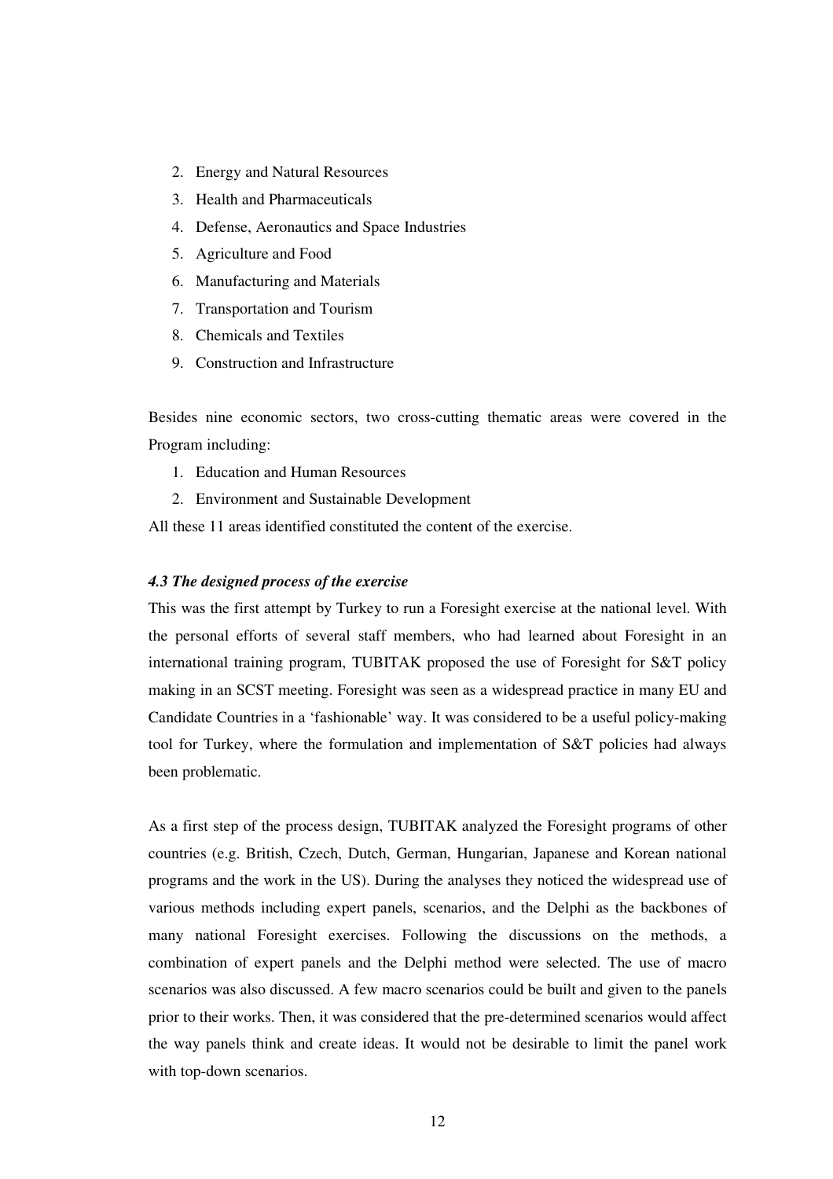2. Energy and Natural Resources
3. Health and Pharmaceuticals
4. Defense, Aeronautics and Space Industries
5. Agriculture and Food
6. Manufacturing and Materials
7. Transportation and Tourism
8. Chemicals and Textiles
9. Construction and Infrastructure

Besides nine economic sectors, two cross-cutting thematic areas were covered in the Program including:

1. Education and Human Resources
2. Environment and Sustainable Development

All these 11 areas identified constituted the content of the exercise.

### *4.3 The designed process of the exercise*

This was the first attempt by Turkey to run a Foresight exercise at the national level. With the personal efforts of several staff members, who had learned about Foresight in an international training program, TUBITAK proposed the use of Foresight for S&T policy making in an SCST meeting. Foresight was seen as a widespread practice in many EU and Candidate Countries in a 'fashionable' way. It was considered to be a useful policy-making tool for Turkey, where the formulation and implementation of S&T policies had always been problematic.

As a first step of the process design, TUBITAK analyzed the Foresight programs of other countries (e.g. British, Czech, Dutch, German, Hungarian, Japanese and Korean national programs and the work in the US). During the analyses they noticed the widespread use of various methods including expert panels, scenarios, and the Delphi as the backbones of many national Foresight exercises. Following the discussions on the methods, a combination of expert panels and the Delphi method were selected. The use of macro scenarios was also discussed. A few macro scenarios could be built and given to the panels prior to their works. Then, it was considered that the pre-determined scenarios would affect the way panels think and create ideas. It would not be desirable to limit the panel work with top-down scenarios.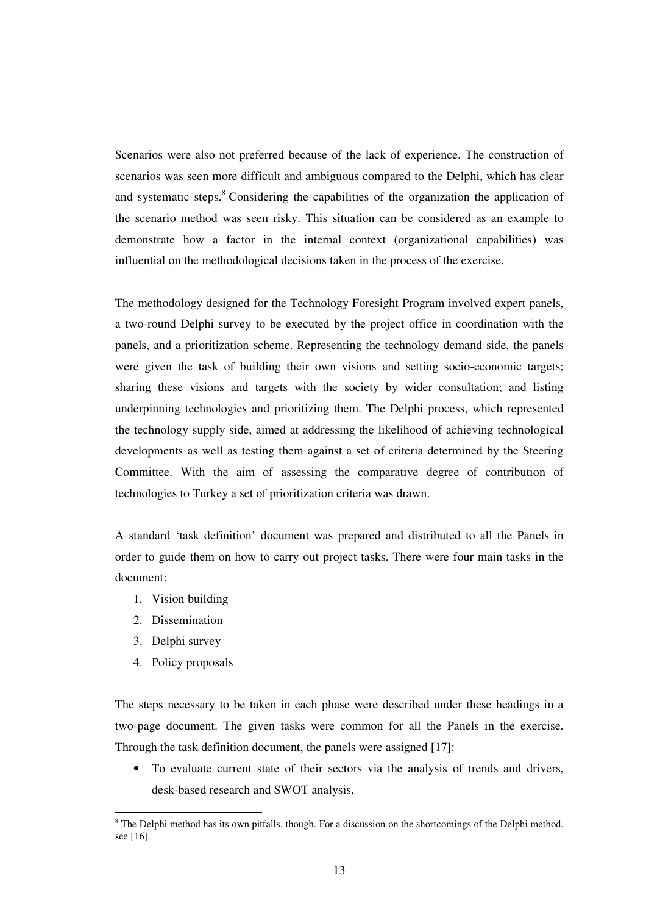Scenarios were also not preferred because of the lack of experience. The construction of scenarios was seen more difficult and ambiguous compared to the Delphi, which has clear and systematic steps.[8] Considering the capabilities of the organization the application of the scenario method was seen risky. This situation can be considered as an example to demonstrate how a factor in the internal context (organizational capabilities) was influential on the methodological decisions taken in the process of the exercise.

The methodology designed for the Technology Foresight Program involved expert panels, a two-round Delphi survey to be executed by the project office in coordination with the panels, and a prioritization scheme. Representing the technology demand side, the panels were given the task of building their own visions and setting socio-economic targets; sharing these visions and targets with the society by wider consultation; and listing underpinning technologies and prioritizing them. The Delphi process, which represented the technology supply side, aimed at addressing the likelihood of achieving technological developments as well as testing them against a set of criteria determined by the Steering Committee. With the aim of assessing the comparative degree of contribution of technologies to Turkey a set of prioritization criteria was drawn.

A standard 'task definition' document was prepared and distributed to all the Panels in order to guide them on how to carry out project tasks. There were four main tasks in the document:

1. Vision building
2. Dissemination
3. Delphi survey
4. Policy proposals

The steps necessary to be taken in each phase were described under these headings in a two-page document. The given tasks were common for all the Panels in the exercise. Through the task definition document, the panels were assigned [17]:

- To evaluate current state of their sectors via the analysis of trends and drivers, desk-based research and SWOT analysis,

[8] The Delphi method has its own pitfalls, though. For a discussion on the shortcomings of the Delphi method, see [16].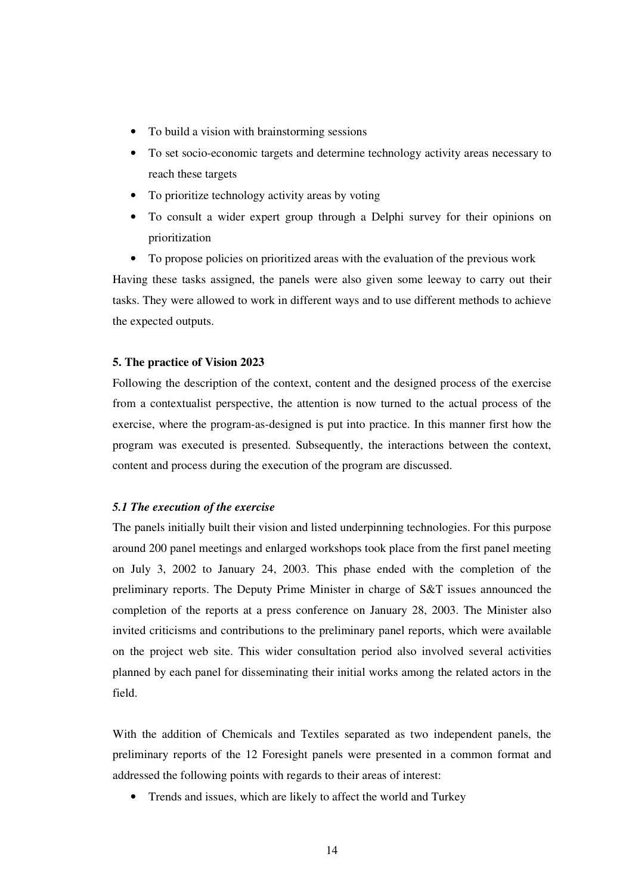- To build a vision with brainstorming sessions
- To set socio-economic targets and determine technology activity areas necessary to reach these targets
- To prioritize technology activity areas by voting
- To consult a wider expert group through a Delphi survey for their opinions on prioritization
- To propose policies on prioritized areas with the evaluation of the previous work

Having these tasks assigned, the panels were also given some leeway to carry out their tasks. They were allowed to work in different ways and to use different methods to achieve the expected outputs.

**5. The practice of Vision 2023**

Following the description of the context, content and the designed process of the exercise from a contextualist perspective, the attention is now turned to the actual process of the exercise, where the program-as-designed is put into practice. In this manner first how the program was executed is presented. Subsequently, the interactions between the context, content and process during the execution of the program are discussed.

***5.1 The execution of the exercise***

The panels initially built their vision and listed underpinning technologies. For this purpose around 200 panel meetings and enlarged workshops took place from the first panel meeting on July 3, 2002 to January 24, 2003. This phase ended with the completion of the preliminary reports. The Deputy Prime Minister in charge of S&T issues announced the completion of the reports at a press conference on January 28, 2003. The Minister also invited criticisms and contributions to the preliminary panel reports, which were available on the project web site. This wider consultation period also involved several activities planned by each panel for disseminating their initial works among the related actors in the field.

With the addition of Chemicals and Textiles separated as two independent panels, the preliminary reports of the 12 Foresight panels were presented in a common format and addressed the following points with regards to their areas of interest:

- Trends and issues, which are likely to affect the world and Turkey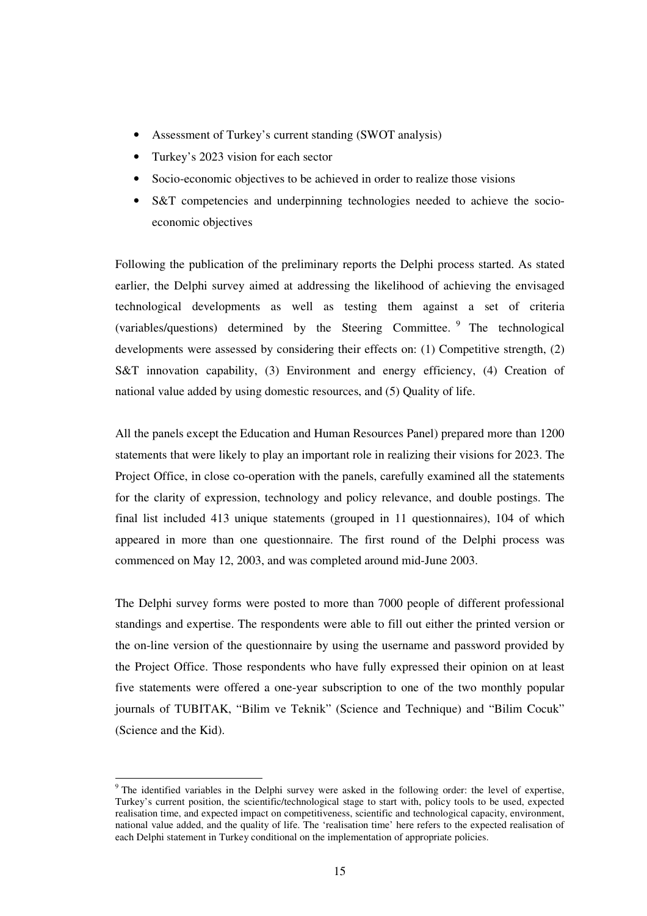- Assessment of Turkey's current standing (SWOT analysis)
- Turkey's 2023 vision for each sector
- Socio-economic objectives to be achieved in order to realize those visions
- S&T competencies and underpinning technologies needed to achieve the socio-economic objectives

Following the publication of the preliminary reports the Delphi process started. As stated earlier, the Delphi survey aimed at addressing the likelihood of achieving the envisaged technological developments as well as testing them against a set of criteria (variables/questions) determined by the Steering Committee. [9] The technological developments were assessed by considering their effects on: (1) Competitive strength, (2) S&T innovation capability, (3) Environment and energy efficiency, (4) Creation of national value added by using domestic resources, and (5) Quality of life.

All the panels except the Education and Human Resources Panel) prepared more than 1200 statements that were likely to play an important role in realizing their visions for 2023. The Project Office, in close co-operation with the panels, carefully examined all the statements for the clarity of expression, technology and policy relevance, and double postings. The final list included 413 unique statements (grouped in 11 questionnaires), 104 of which appeared in more than one questionnaire. The first round of the Delphi process was commenced on May 12, 2003, and was completed around mid-June 2003.

The Delphi survey forms were posted to more than 7000 people of different professional standings and expertise. The respondents were able to fill out either the printed version or the on-line version of the questionnaire by using the username and password provided by the Project Office. Those respondents who have fully expressed their opinion on at least five statements were offered a one-year subscription to one of the two monthly popular journals of TUBITAK, "Bilim ve Teknik" (Science and Technique) and "Bilim Cocuk" (Science and the Kid).

---

[9] The identified variables in the Delphi survey were asked in the following order: the level of expertise, Turkey's current position, the scientific/technological stage to start with, policy tools to be used, expected realisation time, and expected impact on competitiveness, scientific and technological capacity, environment, national value added, and the quality of life. The 'realisation time' here refers to the expected realisation of each Delphi statement in Turkey conditional on the implementation of appropriate policies.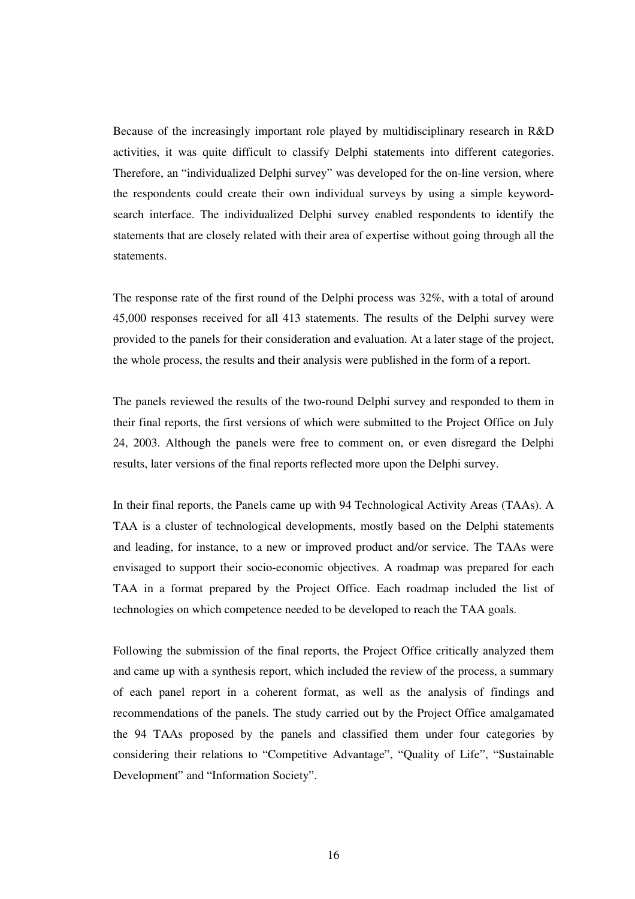Because of the increasingly important role played by multidisciplinary research in R&D activities, it was quite difficult to classify Delphi statements into different categories. Therefore, an "individualized Delphi survey" was developed for the on-line version, where the respondents could create their own individual surveys by using a simple keyword-search interface. The individualized Delphi survey enabled respondents to identify the statements that are closely related with their area of expertise without going through all the statements.

The response rate of the first round of the Delphi process was 32%, with a total of around 45,000 responses received for all 413 statements. The results of the Delphi survey were provided to the panels for their consideration and evaluation. At a later stage of the project, the whole process, the results and their analysis were published in the form of a report.

The panels reviewed the results of the two-round Delphi survey and responded to them in their final reports, the first versions of which were submitted to the Project Office on July 24, 2003. Although the panels were free to comment on, or even disregard the Delphi results, later versions of the final reports reflected more upon the Delphi survey.

In their final reports, the Panels came up with 94 Technological Activity Areas (TAAs). A TAA is a cluster of technological developments, mostly based on the Delphi statements and leading, for instance, to a new or improved product and/or service. The TAAs were envisaged to support their socio-economic objectives. A roadmap was prepared for each TAA in a format prepared by the Project Office. Each roadmap included the list of technologies on which competence needed to be developed to reach the TAA goals.

Following the submission of the final reports, the Project Office critically analyzed them and came up with a synthesis report, which included the review of the process, a summary of each panel report in a coherent format, as well as the analysis of findings and recommendations of the panels. The study carried out by the Project Office amalgamated the 94 TAAs proposed by the panels and classified them under four categories by considering their relations to "Competitive Advantage", "Quality of Life", "Sustainable Development" and "Information Society".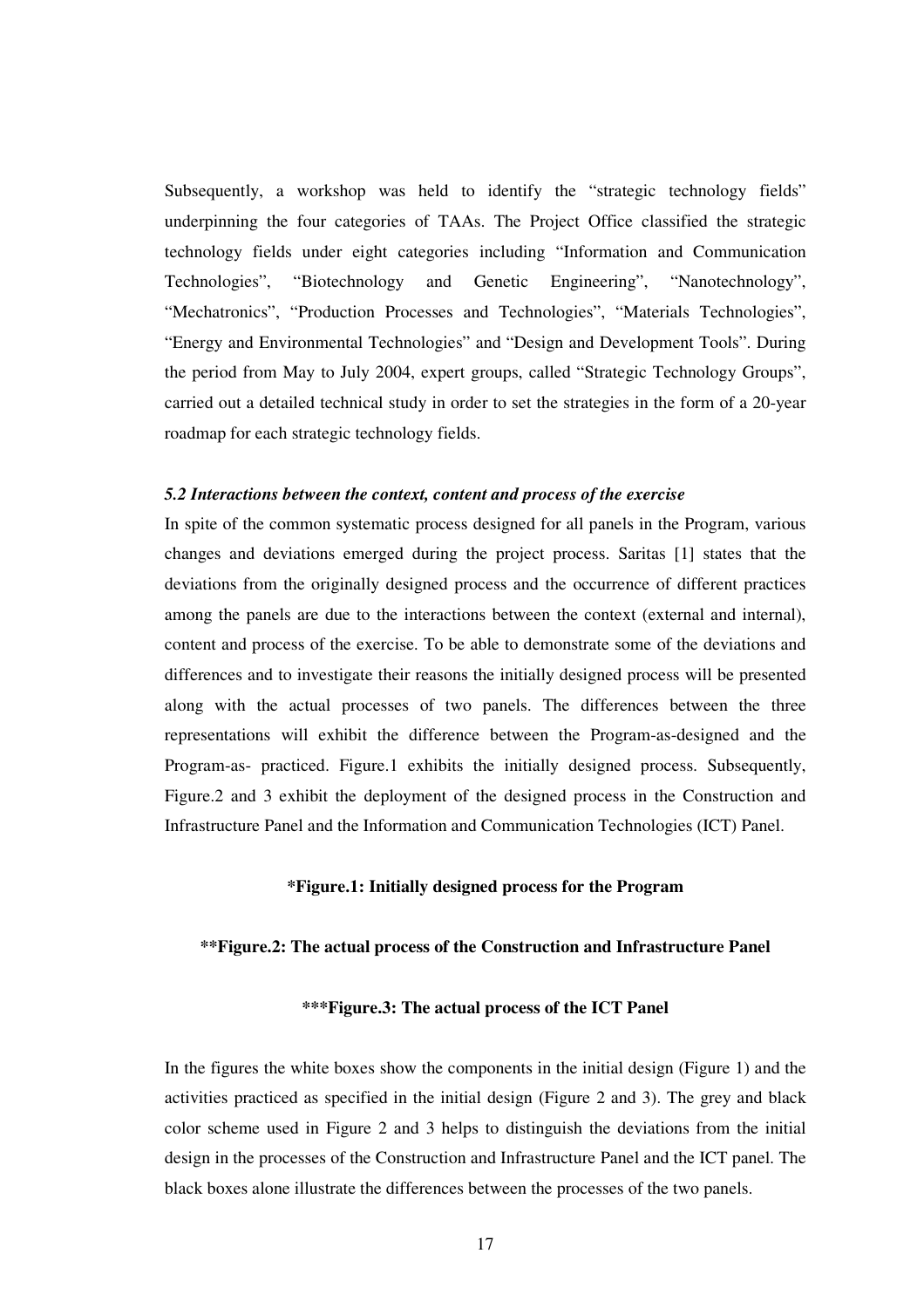Subsequently, a workshop was held to identify the "strategic technology fields" underpinning the four categories of TAAs. The Project Office classified the strategic technology fields under eight categories including "Information and Communication Technologies", "Biotechnology and Genetic Engineering", "Nanotechnology", "Mechatronics", "Production Processes and Technologies", "Materials Technologies", "Energy and Environmental Technologies" and "Design and Development Tools". During the period from May to July 2004, expert groups, called "Strategic Technology Groups", carried out a detailed technical study in order to set the strategies in the form of a 20-year roadmap for each strategic technology fields.

### *5.2 Interactions between the context, content and process of the exercise*

In spite of the common systematic process designed for all panels in the Program, various changes and deviations emerged during the project process. Saritas [1] states that the deviations from the originally designed process and the occurrence of different practices among the panels are due to the interactions between the context (external and internal), content and process of the exercise. To be able to demonstrate some of the deviations and differences and to investigate their reasons the initially designed process will be presented along with the actual processes of two panels. The differences between the three representations will exhibit the difference between the Program-as-designed and the Program-as- practiced. Figure.1 exhibits the initially designed process. Subsequently, Figure.2 and 3 exhibit the deployment of the designed process in the Construction and Infrastructure Panel and the Information and Communication Technologies (ICT) Panel.

**\*Figure.1: Initially designed process for the Program**

**\*\*Figure.2: The actual process of the Construction and Infrastructure Panel**

**\*\*\*Figure.3: The actual process of the ICT Panel**

In the figures the white boxes show the components in the initial design (Figure 1) and the activities practiced as specified in the initial design (Figure 2 and 3). The grey and black color scheme used in Figure 2 and 3 helps to distinguish the deviations from the initial design in the processes of the Construction and Infrastructure Panel and the ICT panel. The black boxes alone illustrate the differences between the processes of the two panels.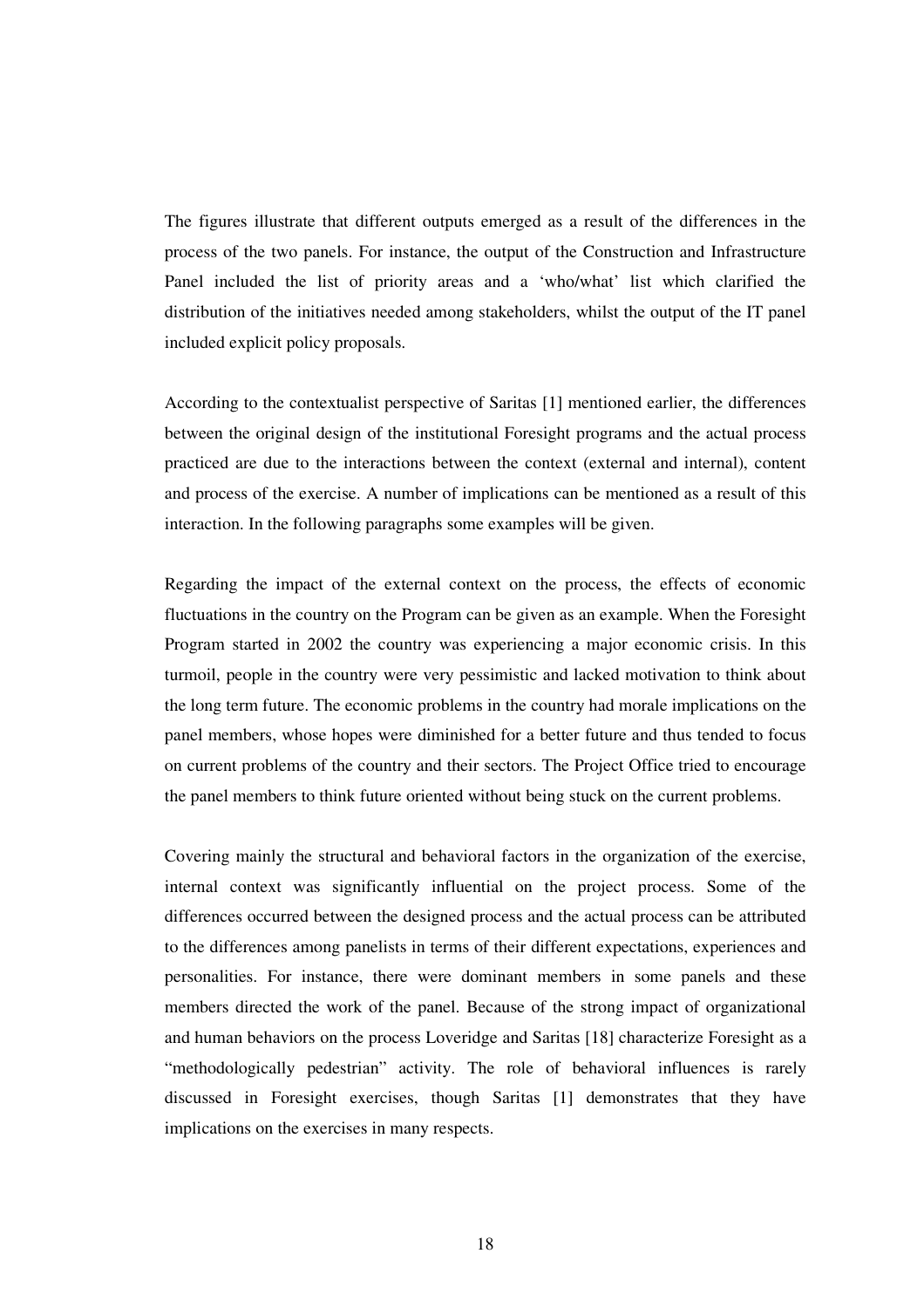The figures illustrate that different outputs emerged as a result of the differences in the process of the two panels. For instance, the output of the Construction and Infrastructure Panel included the list of priority areas and a 'who/what' list which clarified the distribution of the initiatives needed among stakeholders, whilst the output of the IT panel included explicit policy proposals.

According to the contextualist perspective of Saritas [1] mentioned earlier, the differences between the original design of the institutional Foresight programs and the actual process practiced are due to the interactions between the context (external and internal), content and process of the exercise. A number of implications can be mentioned as a result of this interaction. In the following paragraphs some examples will be given.

Regarding the impact of the external context on the process, the effects of economic fluctuations in the country on the Program can be given as an example. When the Foresight Program started in 2002 the country was experiencing a major economic crisis. In this turmoil, people in the country were very pessimistic and lacked motivation to think about the long term future. The economic problems in the country had morale implications on the panel members, whose hopes were diminished for a better future and thus tended to focus on current problems of the country and their sectors. The Project Office tried to encourage the panel members to think future oriented without being stuck on the current problems.

Covering mainly the structural and behavioral factors in the organization of the exercise, internal context was significantly influential on the project process. Some of the differences occurred between the designed process and the actual process can be attributed to the differences among panelists in terms of their different expectations, experiences and personalities. For instance, there were dominant members in some panels and these members directed the work of the panel. Because of the strong impact of organizational and human behaviors on the process Loveridge and Saritas [18] characterize Foresight as a "methodologically pedestrian" activity. The role of behavioral influences is rarely discussed in Foresight exercises, though Saritas [1] demonstrates that they have implications on the exercises in many respects.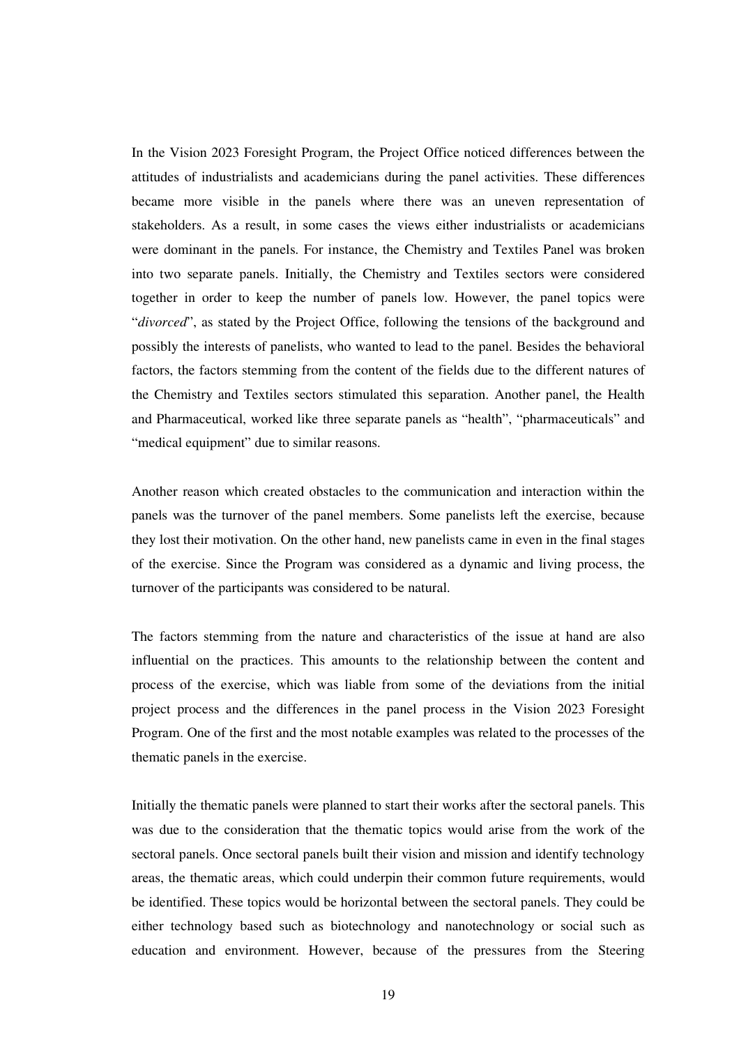In the Vision 2023 Foresight Program, the Project Office noticed differences between the attitudes of industrialists and academicians during the panel activities. These differences became more visible in the panels where there was an uneven representation of stakeholders. As a result, in some cases the views either industrialists or academicians were dominant in the panels. For instance, the Chemistry and Textiles Panel was broken into two separate panels. Initially, the Chemistry and Textiles sectors were considered together in order to keep the number of panels low. However, the panel topics were "*divorced*", as stated by the Project Office, following the tensions of the background and possibly the interests of panelists, who wanted to lead to the panel. Besides the behavioral factors, the factors stemming from the content of the fields due to the different natures of the Chemistry and Textiles sectors stimulated this separation. Another panel, the Health and Pharmaceutical, worked like three separate panels as "health", "pharmaceuticals" and "medical equipment" due to similar reasons.

Another reason which created obstacles to the communication and interaction within the panels was the turnover of the panel members. Some panelists left the exercise, because they lost their motivation. On the other hand, new panelists came in even in the final stages of the exercise. Since the Program was considered as a dynamic and living process, the turnover of the participants was considered to be natural.

The factors stemming from the nature and characteristics of the issue at hand are also influential on the practices. This amounts to the relationship between the content and process of the exercise, which was liable from some of the deviations from the initial project process and the differences in the panel process in the Vision 2023 Foresight Program. One of the first and the most notable examples was related to the processes of the thematic panels in the exercise.

Initially the thematic panels were planned to start their works after the sectoral panels. This was due to the consideration that the thematic topics would arise from the work of the sectoral panels. Once sectoral panels built their vision and mission and identify technology areas, the thematic areas, which could underpin their common future requirements, would be identified. These topics would be horizontal between the sectoral panels. They could be either technology based such as biotechnology and nanotechnology or social such as education and environment. However, because of the pressures from the Steering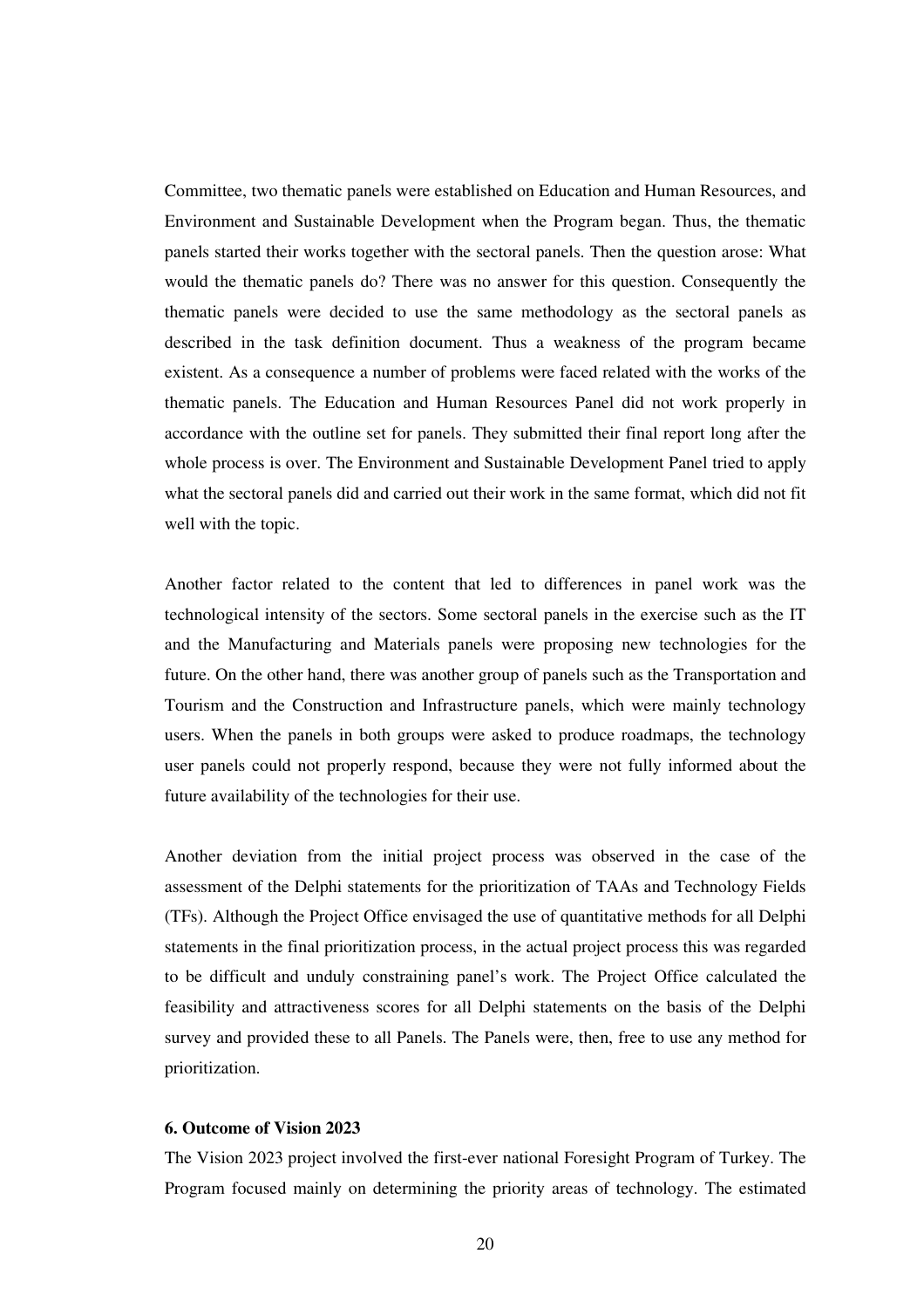Committee, two thematic panels were established on Education and Human Resources, and Environment and Sustainable Development when the Program began. Thus, the thematic panels started their works together with the sectoral panels. Then the question arose: What would the thematic panels do? There was no answer for this question. Consequently the thematic panels were decided to use the same methodology as the sectoral panels as described in the task definition document. Thus a weakness of the program became existent. As a consequence a number of problems were faced related with the works of the thematic panels. The Education and Human Resources Panel did not work properly in accordance with the outline set for panels. They submitted their final report long after the whole process is over. The Environment and Sustainable Development Panel tried to apply what the sectoral panels did and carried out their work in the same format, which did not fit well with the topic.

Another factor related to the content that led to differences in panel work was the technological intensity of the sectors. Some sectoral panels in the exercise such as the IT and the Manufacturing and Materials panels were proposing new technologies for the future. On the other hand, there was another group of panels such as the Transportation and Tourism and the Construction and Infrastructure panels, which were mainly technology users. When the panels in both groups were asked to produce roadmaps, the technology user panels could not properly respond, because they were not fully informed about the future availability of the technologies for their use.

Another deviation from the initial project process was observed in the case of the assessment of the Delphi statements for the prioritization of TAAs and Technology Fields (TFs). Although the Project Office envisaged the use of quantitative methods for all Delphi statements in the final prioritization process, in the actual project process this was regarded to be difficult and unduly constraining panel's work. The Project Office calculated the feasibility and attractiveness scores for all Delphi statements on the basis of the Delphi survey and provided these to all Panels. The Panels were, then, free to use any method for prioritization.

**6. Outcome of Vision 2023**

The Vision 2023 project involved the first-ever national Foresight Program of Turkey. The Program focused mainly on determining the priority areas of technology. The estimated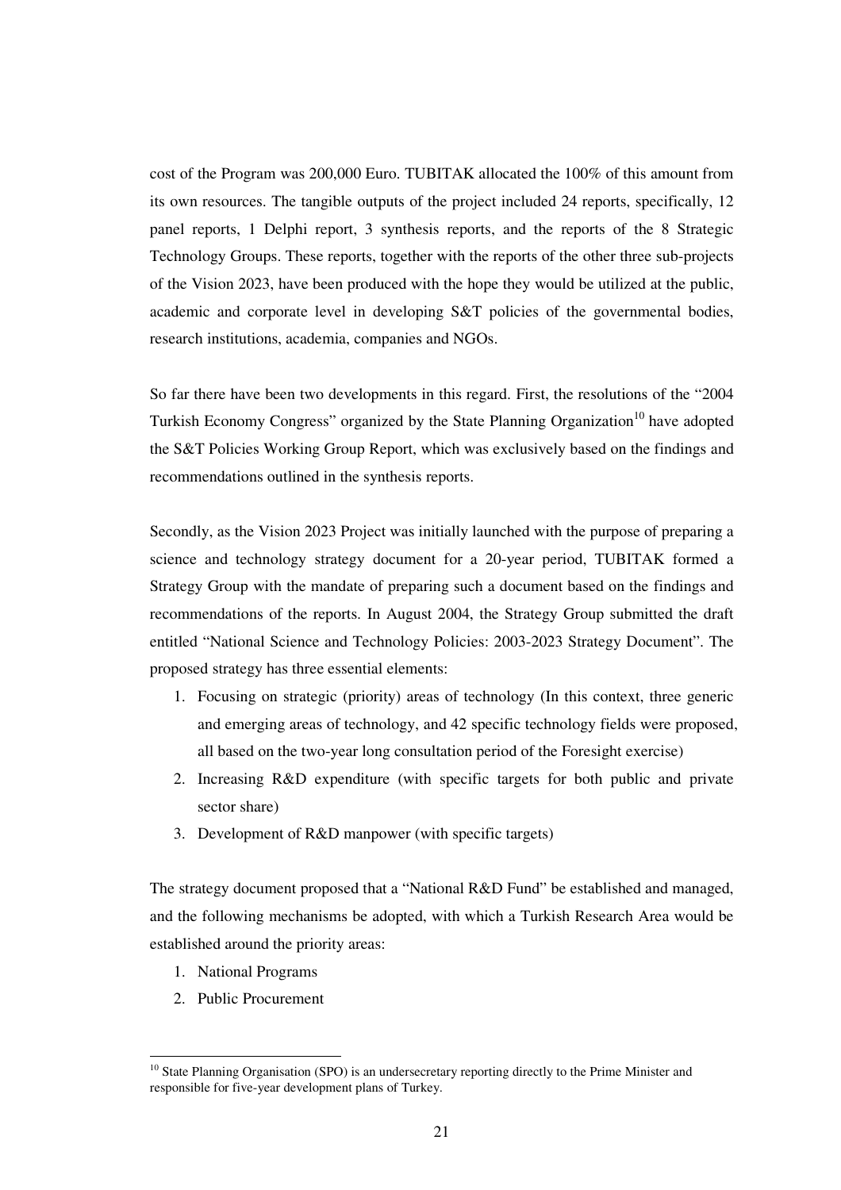cost of the Program was 200,000 Euro. TUBITAK allocated the 100% of this amount from its own resources. The tangible outputs of the project included 24 reports, specifically, 12 panel reports, 1 Delphi report, 3 synthesis reports, and the reports of the 8 Strategic Technology Groups. These reports, together with the reports of the other three sub-projects of the Vision 2023, have been produced with the hope they would be utilized at the public, academic and corporate level in developing S&T policies of the governmental bodies, research institutions, academia, companies and NGOs.

So far there have been two developments in this regard. First, the resolutions of the "2004 Turkish Economy Congress" organized by the State Planning Organization[10] have adopted the S&T Policies Working Group Report, which was exclusively based on the findings and recommendations outlined in the synthesis reports.

Secondly, as the Vision 2023 Project was initially launched with the purpose of preparing a science and technology strategy document for a 20-year period, TUBITAK formed a Strategy Group with the mandate of preparing such a document based on the findings and recommendations of the reports. In August 2004, the Strategy Group submitted the draft entitled "National Science and Technology Policies: 2003-2023 Strategy Document". The proposed strategy has three essential elements:

1. Focusing on strategic (priority) areas of technology (In this context, three generic and emerging areas of technology, and 42 specific technology fields were proposed, all based on the two-year long consultation period of the Foresight exercise)
2. Increasing R&D expenditure (with specific targets for both public and private sector share)
3. Development of R&D manpower (with specific targets)

The strategy document proposed that a "National R&D Fund" be established and managed, and the following mechanisms be adopted, with which a Turkish Research Area would be established around the priority areas:

1. National Programs
2. Public Procurement

[10] State Planning Organisation (SPO) is an undersecretary reporting directly to the Prime Minister and responsible for five-year development plans of Turkey.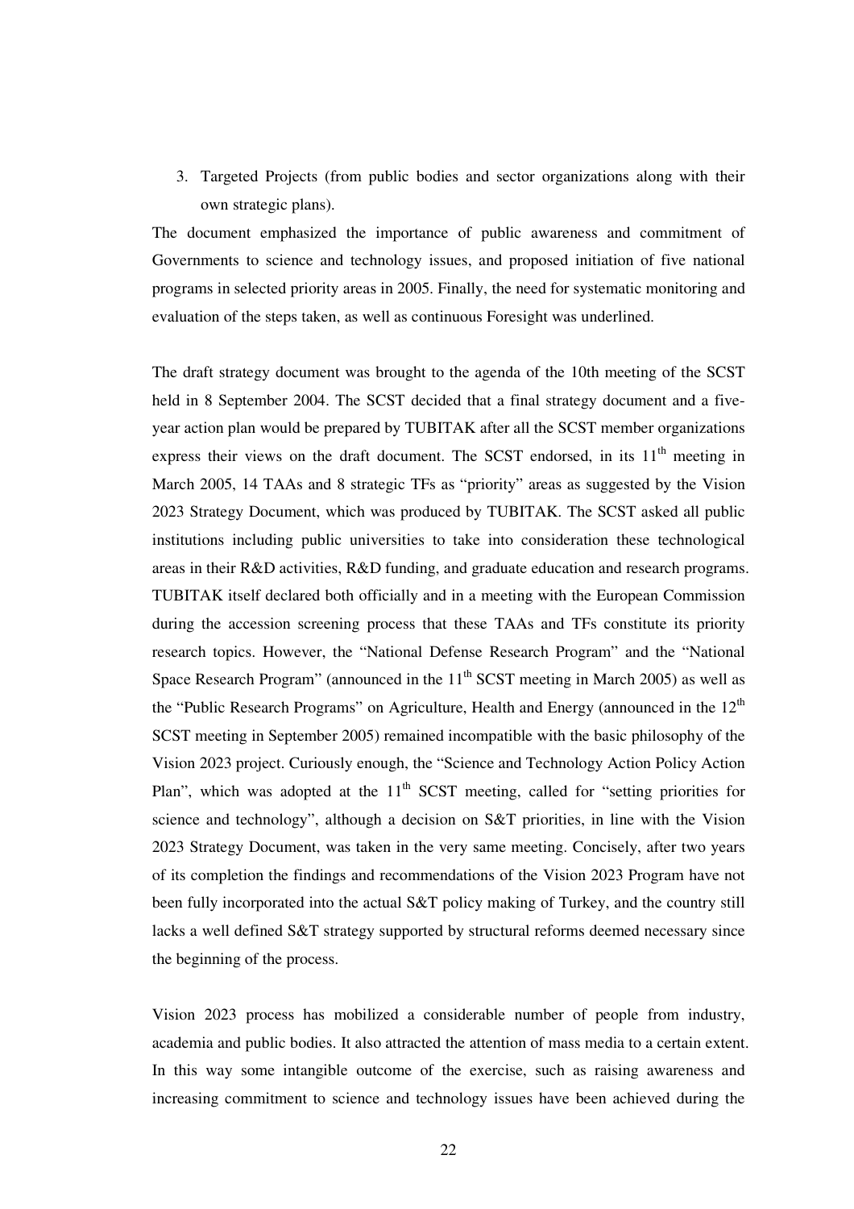3. Targeted Projects (from public bodies and sector organizations along with their own strategic plans).

The document emphasized the importance of public awareness and commitment of Governments to science and technology issues, and proposed initiation of five national programs in selected priority areas in 2005. Finally, the need for systematic monitoring and evaluation of the steps taken, as well as continuous Foresight was underlined.

The draft strategy document was brought to the agenda of the 10th meeting of the SCST held in 8 September 2004. The SCST decided that a final strategy document and a five-year action plan would be prepared by TUBITAK after all the SCST member organizations express their views on the draft document. The SCST endorsed, in its 11th meeting in March 2005, 14 TAAs and 8 strategic TFs as "priority" areas as suggested by the Vision 2023 Strategy Document, which was produced by TUBITAK. The SCST asked all public institutions including public universities to take into consideration these technological areas in their R&D activities, R&D funding, and graduate education and research programs. TUBITAK itself declared both officially and in a meeting with the European Commission during the accession screening process that these TAAs and TFs constitute its priority research topics. However, the "National Defense Research Program" and the "National Space Research Program" (announced in the 11th SCST meeting in March 2005) as well as the "Public Research Programs" on Agriculture, Health and Energy (announced in the 12th SCST meeting in September 2005) remained incompatible with the basic philosophy of the Vision 2023 project. Curiously enough, the "Science and Technology Action Policy Action Plan", which was adopted at the 11th SCST meeting, called for "setting priorities for science and technology", although a decision on S&T priorities, in line with the Vision 2023 Strategy Document, was taken in the very same meeting. Concisely, after two years of its completion the findings and recommendations of the Vision 2023 Program have not been fully incorporated into the actual S&T policy making of Turkey, and the country still lacks a well defined S&T strategy supported by structural reforms deemed necessary since the beginning of the process.

Vision 2023 process has mobilized a considerable number of people from industry, academia and public bodies. It also attracted the attention of mass media to a certain extent. In this way some intangible outcome of the exercise, such as raising awareness and increasing commitment to science and technology issues have been achieved during the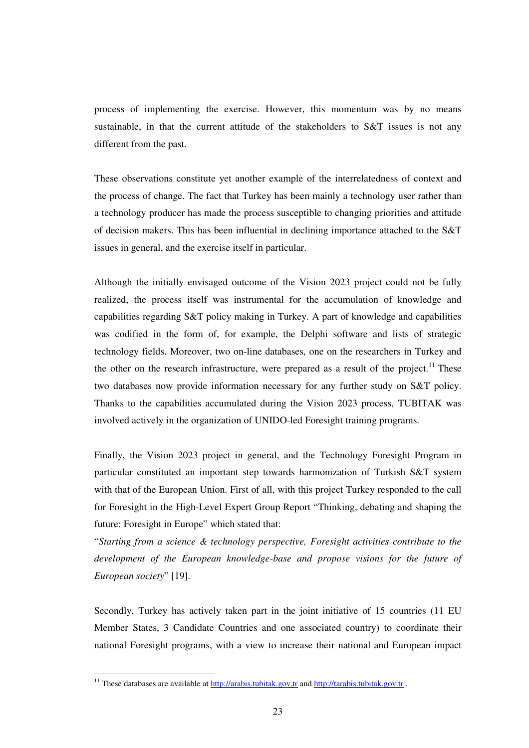process of implementing the exercise. However, this momentum was by no means sustainable, in that the current attitude of the stakeholders to S&T issues is not any different from the past.

These observations constitute yet another example of the interrelatedness of context and the process of change. The fact that Turkey has been mainly a technology user rather than a technology producer has made the process susceptible to changing priorities and attitude of decision makers. This has been influential in declining importance attached to the S&T issues in general, and the exercise itself in particular.

Although the initially envisaged outcome of the Vision 2023 project could not be fully realized, the process itself was instrumental for the accumulation of knowledge and capabilities regarding S&T policy making in Turkey. A part of knowledge and capabilities was codified in the form of, for example, the Delphi software and lists of strategic technology fields. Moreover, two on-line databases, one on the researchers in Turkey and the other on the research infrastructure, were prepared as a result of the project.[11] These two databases now provide information necessary for any further study on S&T policy. Thanks to the capabilities accumulated during the Vision 2023 process, TUBITAK was involved actively in the organization of UNIDO-led Foresight training programs.

Finally, the Vision 2023 project in general, and the Technology Foresight Program in particular constituted an important step towards harmonization of Turkish S&T system with that of the European Union. First of all, with this project Turkey responded to the call for Foresight in the High-Level Expert Group Report "Thinking, debating and shaping the future: Foresight in Europe" which stated that:

"*Starting from a science & technology perspective, Foresight activities contribute to the development of the European knowledge-base and propose visions for the future of European society*" [19].

Secondly, Turkey has actively taken part in the joint initiative of 15 countries (11 EU Member States, 3 Candidate Countries and one associated country) to coordinate their national Foresight programs, with a view to increase their national and European impact

---

[11] These databases are available at http://arabis.tubitak.gov.tr and http://tarabis.tubitak.gov.tr .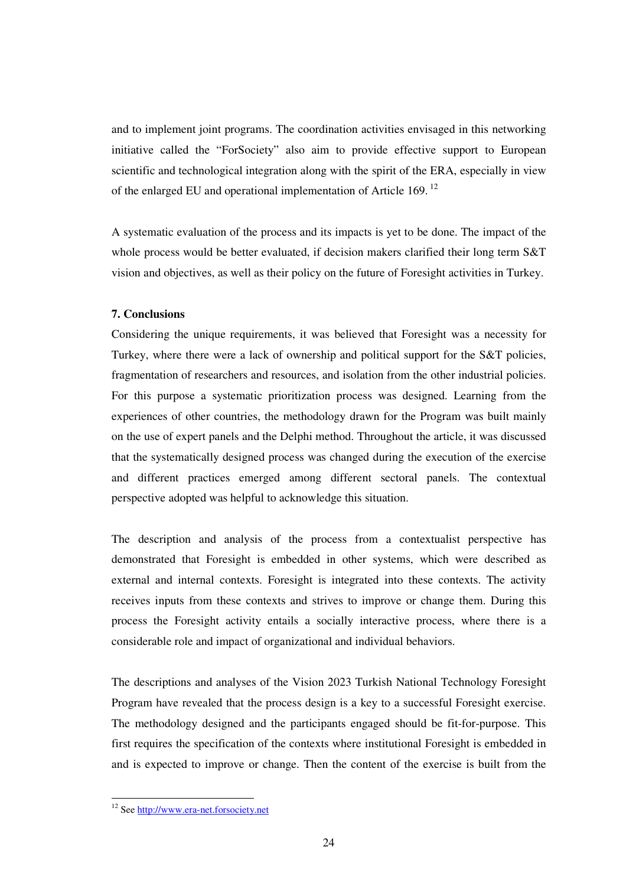and to implement joint programs. The coordination activities envisaged in this networking initiative called the "ForSociety" also aim to provide effective support to European scientific and technological integration along with the spirit of the ERA, especially in view of the enlarged EU and operational implementation of Article 169. [12]

A systematic evaluation of the process and its impacts is yet to be done. The impact of the whole process would be better evaluated, if decision makers clarified their long term S&T vision and objectives, as well as their policy on the future of Foresight activities in Turkey.

**7. Conclusions**

Considering the unique requirements, it was believed that Foresight was a necessity for Turkey, where there were a lack of ownership and political support for the S&T policies, fragmentation of researchers and resources, and isolation from the other industrial policies. For this purpose a systematic prioritization process was designed. Learning from the experiences of other countries, the methodology drawn for the Program was built mainly on the use of expert panels and the Delphi method. Throughout the article, it was discussed that the systematically designed process was changed during the execution of the exercise and different practices emerged among different sectoral panels. The contextual perspective adopted was helpful to acknowledge this situation.

The description and analysis of the process from a contextualist perspective has demonstrated that Foresight is embedded in other systems, which were described as external and internal contexts. Foresight is integrated into these contexts. The activity receives inputs from these contexts and strives to improve or change them. During this process the Foresight activity entails a socially interactive process, where there is a considerable role and impact of organizational and individual behaviors.

The descriptions and analyses of the Vision 2023 Turkish National Technology Foresight Program have revealed that the process design is a key to a successful Foresight exercise. The methodology designed and the participants engaged should be fit-for-purpose. This first requires the specification of the contexts where institutional Foresight is embedded in and is expected to improve or change. Then the content of the exercise is built from the

[12] See http://www.era-net.forsociety.net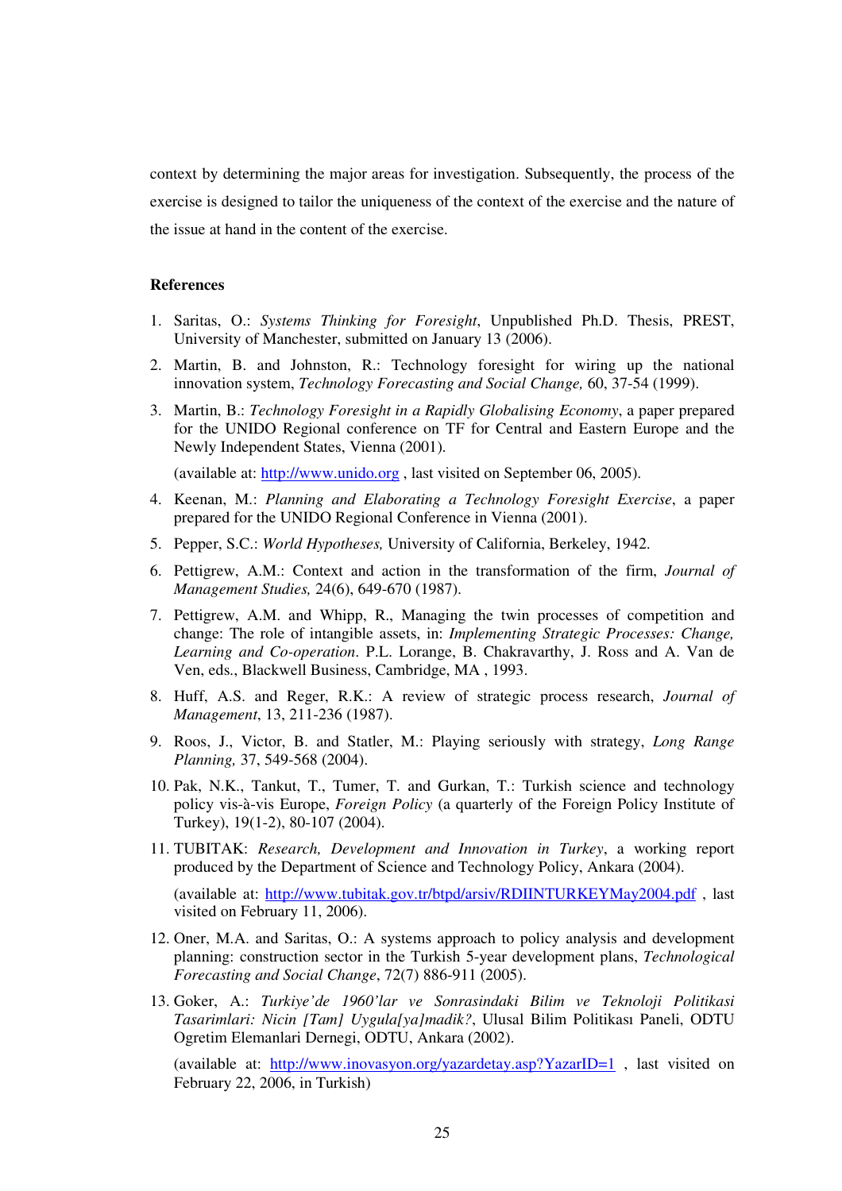context by determining the major areas for investigation. Subsequently, the process of the exercise is designed to tailor the uniqueness of the context of the exercise and the nature of the issue at hand in the content of the exercise.

**References**

1. Saritas, O.: *Systems Thinking for Foresight*, Unpublished Ph.D. Thesis, PREST, University of Manchester, submitted on January 13 (2006).
2. Martin, B. and Johnston, R.: Technology foresight for wiring up the national innovation system, *Technology Forecasting and Social Change,* 60, 37-54 (1999).
3. Martin, B.: *Technology Foresight in a Rapidly Globalising Economy*, a paper prepared for the UNIDO Regional conference on TF for Central and Eastern Europe and the Newly Independent States, Vienna (2001).

   (available at: http://www.unido.org , last visited on September 06, 2005).
4. Keenan, M.: *Planning and Elaborating a Technology Foresight Exercise*, a paper prepared for the UNIDO Regional Conference in Vienna (2001).
5. Pepper, S.C.: *World Hypotheses,* University of California, Berkeley, 1942.
6. Pettigrew, A.M.: Context and action in the transformation of the firm, *Journal of Management Studies,* 24(6), 649-670 (1987).
7. Pettigrew, A.M. and Whipp, R., Managing the twin processes of competition and change: The role of intangible assets, in: *Implementing Strategic Processes: Change, Learning and Co-operation*. P.L. Lorange, B. Chakravarthy, J. Ross and A. Van de Ven, eds., Blackwell Business, Cambridge, MA , 1993.
8. Huff, A.S. and Reger, R.K.: A review of strategic process research, *Journal of Management*, 13, 211-236 (1987).
9. Roos, J., Victor, B. and Statler, M.: Playing seriously with strategy, *Long Range Planning,* 37, 549-568 (2004).
10. Pak, N.K., Tankut, T., Tumer, T. and Gurkan, T.: Turkish science and technology policy vis-à-vis Europe, *Foreign Policy* (a quarterly of the Foreign Policy Institute of Turkey), 19(1-2), 80-107 (2004).
11. TUBITAK: *Research, Development and Innovation in Turkey*, a working report produced by the Department of Science and Technology Policy, Ankara (2004).

    (available at: http://www.tubitak.gov.tr/btpd/arsiv/RDIINTURKEYMay2004.pdf , last visited on February 11, 2006).
12. Oner, M.A. and Saritas, O.: A systems approach to policy analysis and development planning: construction sector in the Turkish 5-year development plans, *Technological Forecasting and Social Change*, 72(7) 886-911 (2005).
13. Goker, A.: *Turkiye'de 1960'lar ve Sonrasindaki Bilim ve Teknoloji Politikasi Tasarimlari: Nicin [Tam] Uygula[ya]madik?*, Ulusal Bilim Politikası Paneli, ODTU Ogretim Elemanlari Dernegi, ODTU, Ankara (2002).

    (available at: http://www.inovasyon.org/yazardetay.asp?YazarID=1 , last visited on February 22, 2006, in Turkish)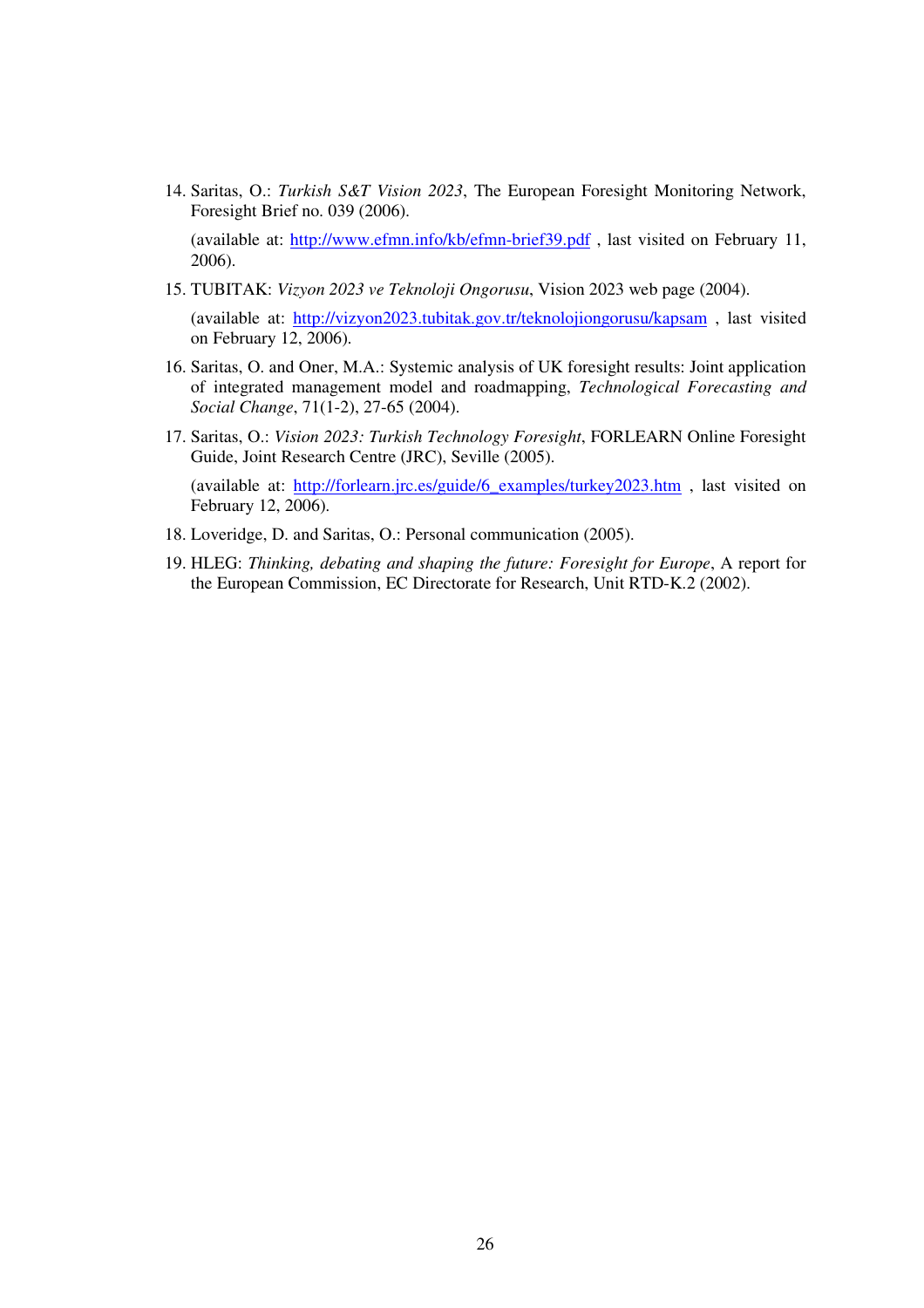14. Saritas, O.: *Turkish S&T Vision 2023*, The European Foresight Monitoring Network, Foresight Brief no. 039 (2006).

    (available at: http://www.efmn.info/kb/efmn-brief39.pdf , last visited on February 11, 2006).

15. TUBITAK: *Vizyon 2023 ve Teknoloji Ongorusu*, Vision 2023 web page (2004).

    (available at: http://vizyon2023.tubitak.gov.tr/teknolojiongorusu/kapsam , last visited on February 12, 2006).

16. Saritas, O. and Oner, M.A.: Systemic analysis of UK foresight results: Joint application of integrated management model and roadmapping, *Technological Forecasting and Social Change*, 71(1-2), 27-65 (2004).

17. Saritas, O.: *Vision 2023: Turkish Technology Foresight*, FORLEARN Online Foresight Guide, Joint Research Centre (JRC), Seville (2005).

    (available at: http://forlearn.jrc.es/guide/6_examples/turkey2023.htm , last visited on February 12, 2006).

18. Loveridge, D. and Saritas, O.: Personal communication (2005).

19. HLEG: *Thinking, debating and shaping the future: Foresight for Europe*, A report for the European Commission, EC Directorate for Research, Unit RTD-K.2 (2002).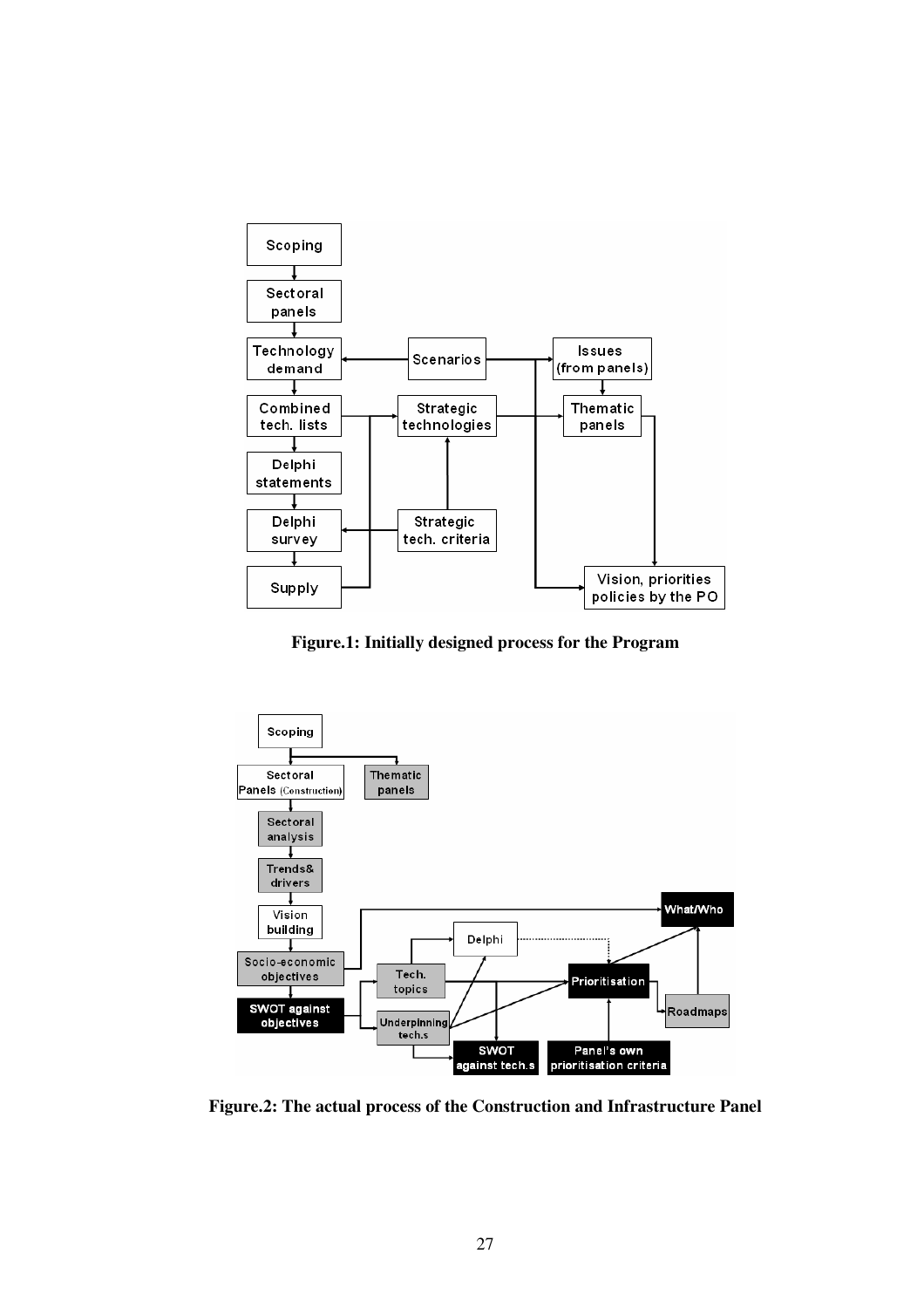**Figure.1: Initially designed process for the Program**

**Figure.2: The actual process of the Construction and Infrastructure Panel**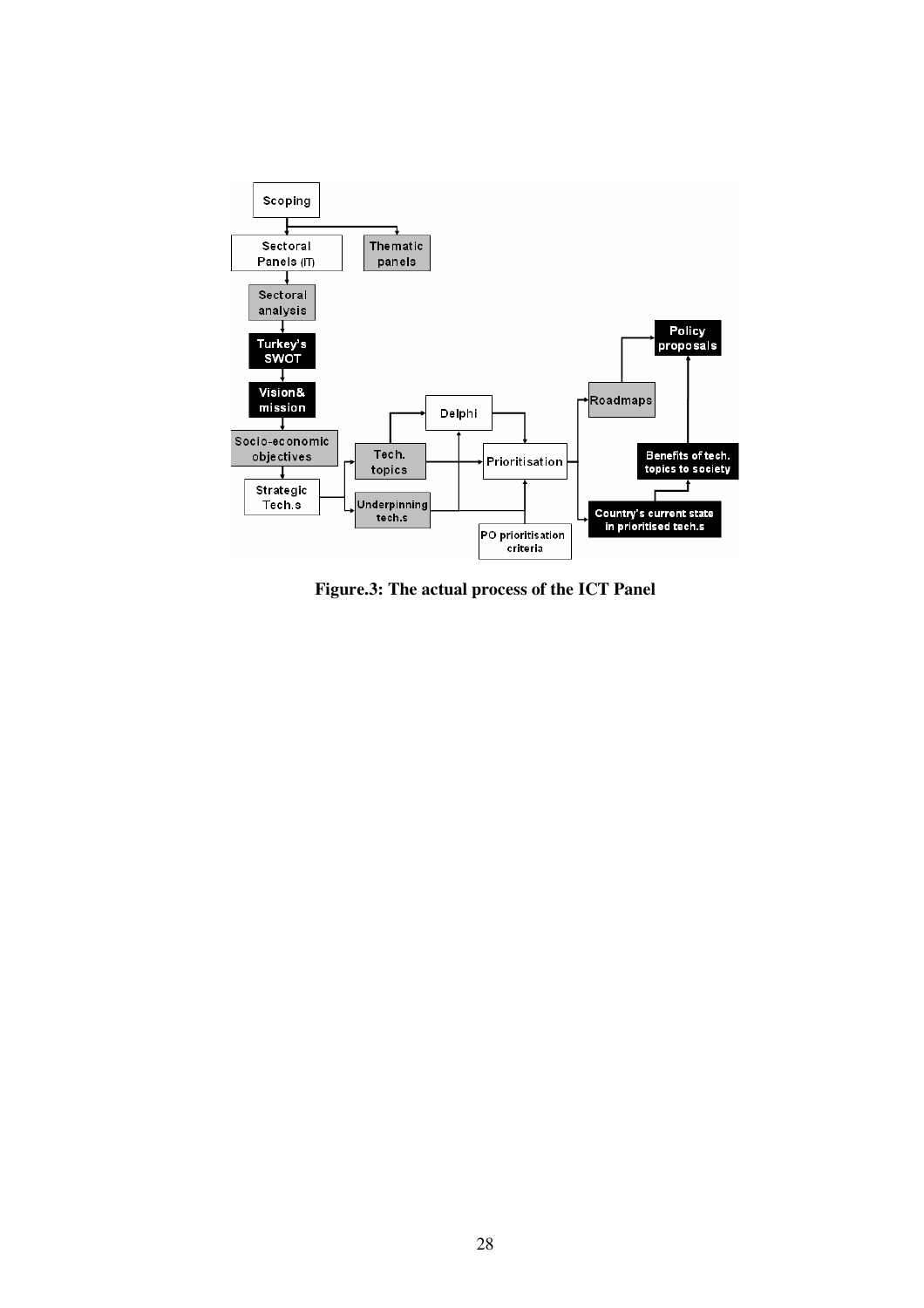Scoping

Sectoral Panels (IT)

Thematic panels

Sectoral analysis

Turkey's SWOT

Vision& mission

Socio-economic objectives

Strategic Tech.s

Tech. topics

Underpinning tech.s

Delphi

Prioritisation

PO prioritisation criteria

Roadmaps

Policy proposals

Benefits of tech. topics to society

Country's current state in prioritised tech.s

**Figure.3: The actual process of the ICT Panel**